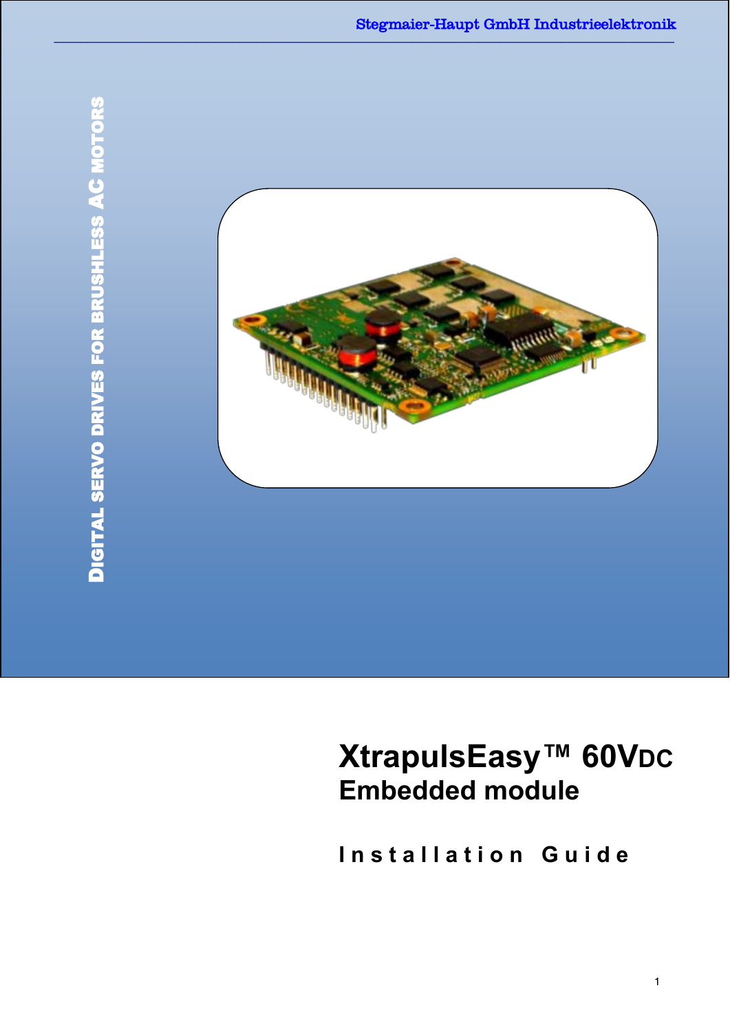Stegmaier-Haupt GmbH Industrieelektronik

DIGITAL SERVO DRIVES FOR BRUSHLESS AC MOTORS

# XtrapulsEasy™ 60VDC

## Embedded module

### Installation Guide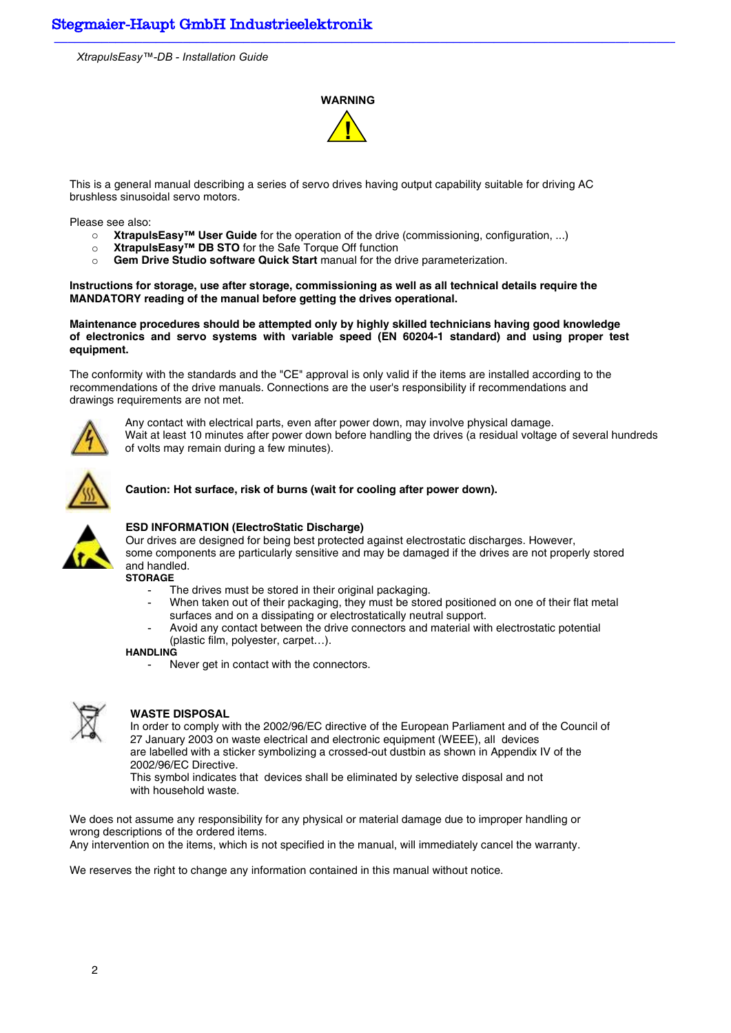**WARNING**

This is a general manual describing a series of servo drives having output capability suitable for driving AC brushless sinusoidal servo motors.

Please see also:

- **XtrapulsEasy™ User Guide** for the operation of the drive (commissioning, configuration, ...)
- **XtrapulsEasy™ DB STO** for the Safe Torque Off function
- **Gem Drive Studio software Quick Start** manual for the drive parameterization.

**Instructions for storage, use after storage, commissioning as well as all technical details require the MANDATORY reading of the manual before getting the drives operational.**

**Maintenance procedures should be attempted only by highly skilled technicians having good knowledge of electronics and servo systems with variable speed (EN 60204-1 standard) and using proper test equipment.**

The conformity with the standards and the "CE" approval is only valid if the items are installed according to the recommendations of the drive manuals. Connections are the user's responsibility if recommendations and drawings requirements are not met.

Any contact with electrical parts, even after power down, may involve physical damage.
Wait at least 10 minutes after power down before handling the drives (a residual voltage of several hundreds of volts may remain during a few minutes).

**Caution: Hot surface, risk of burns (wait for cooling after power down).**

**ESD INFORMATION (ElectroStatic Discharge)**
Our drives are designed for being best protected against electrostatic discharges. However, some components are particularly sensitive and may be damaged if the drives are not properly stored and handled.

**STORAGE**

- The drives must be stored in their original packaging.
- When taken out of their packaging, they must be stored positioned on one of their flat metal surfaces and on a dissipating or electrostatically neutral support.
- Avoid any contact between the drive connectors and material with electrostatic potential (plastic film, polyester, carpet…).

**HANDLING**

- Never get in contact with the connectors.

**WASTE DISPOSAL**
In order to comply with the 2002/96/EC directive of the European Parliament and of the Council of 27 January 2003 on waste electrical and electronic equipment (WEEE), all devices are labelled with a sticker symbolizing a crossed-out dustbin as shown in Appendix IV of the 2002/96/EC Directive.
This symbol indicates that devices shall be eliminated by selective disposal and not with household waste.

We does not assume any responsibility for any physical or material damage due to improper handling or wrong descriptions of the ordered items.
Any intervention on the items, which is not specified in the manual, will immediately cancel the warranty.

We reserves the right to change any information contained in this manual without notice.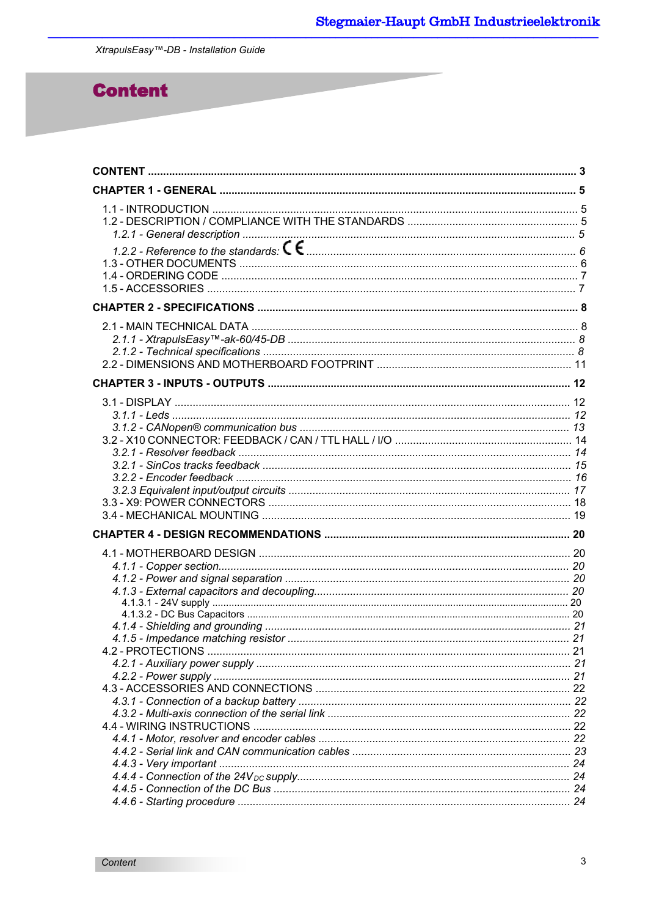# Content

**CONTENT** ........................................................................................................................... 3

**CHAPTER 1 - GENERAL** ......................................................................................................... 5

- 1.1 - INTRODUCTION ........................................................................................................... 5
- 1.2 - DESCRIPTION / COMPLIANCE WITH THE STANDARDS ............................................. 5
  - *1.2.1 - General description* ............................................................................................... *5*
  - *1.2.2 - Reference to the standards: CE* ............................................................................. *6*
- 1.3 - OTHER DOCUMENTS ................................................................................................... 6
- 1.4 - ORDERING CODE ......................................................................................................... 7
- 1.5 - ACCESSORIES ............................................................................................................. 7

**CHAPTER 2 - SPECIFICATIONS** ............................................................................................. 8

- 2.1 - MAIN TECHNICAL DATA ............................................................................................... 8
  - *2.1.1 - XtrapulsEasy™-ak-60/45-DB* ................................................................................ *8*
  - *2.1.2 - Technical specifications* ......................................................................................... *8*
- 2.2 - DIMENSIONS AND MOTHERBOARD FOOTPRINT ....................................................... 11

**CHAPTER 3 - INPUTS - OUTPUTS** ........................................................................................ 12

- 3.1 - DISPLAY ...................................................................................................................... 12
  - *3.1.1 - Leds* ...................................................................................................................... *12*
  - *3.1.2 - CANopen® communication bus* ............................................................................ *13*
- 3.2 - X10 CONNECTOR: FEEDBACK / CAN / TTL HALL / I/O ............................................. 14
  - *3.2.1 - Resolver feedback* ................................................................................................ *14*
  - *3.2.1 - SinCos tracks feedback* ........................................................................................ *15*
  - *3.2.2 - Encoder feedback* ................................................................................................. *16*
  - *3.2.3 Equivalent input/output circuits* ............................................................................... *17*
- 3.3 - X9: POWER CONNECTORS ......................................................................................... 18
- 3.4 - MECHANICAL MOUNTING .......................................................................................... 19

**CHAPTER 4 - DESIGN RECOMMENDATIONS** ...................................................................... 20

- 4.1 - MOTHERBOARD DESIGN ............................................................................................ 20
  - *4.1.1 - Copper section* ...................................................................................................... *20*
  - *4.1.2 - Power and signal separation* ................................................................................. *20*
  - *4.1.3 - External capacitors and decoupling* ...................................................................... *20*
    - 4.1.3.1 - 24V supply ........................................................................................................ 20
    - 4.1.3.2 - DC Bus Capacitors ............................................................................................ 20
  - *4.1.4 - Shielding and grounding* ....................................................................................... *21*
  - *4.1.5 - Impedance matching resistor* ................................................................................ *21*
- 4.2 - PROTECTIONS ............................................................................................................ 21
  - *4.2.1 - Auxiliary power supply* .......................................................................................... *21*
  - *4.2.2 - Power supply* ........................................................................................................ *21*
- 4.3 - ACCESSORIES AND CONNECTIONS .......................................................................... 22
  - *4.3.1 - Connection of a backup battery* ............................................................................ *22*
  - *4.3.2 - Multi-axis connection of the serial link* .................................................................. *22*
- 4.4 - WIRING INSTRUCTIONS ............................................................................................. 22
  - *4.4.1 - Motor, resolver and encoder cables* ...................................................................... *22*
  - *4.4.2 - Serial link and CAN communication cables* .......................................................... *23*
  - *4.4.3 - Very important* ...................................................................................................... *24*
  - *4.4.4 - Connection of the $24V_{DC}$ supply* ...................................................................... *24*
  - *4.4.5 - Connection of the DC Bus* .................................................................................... *24*
  - *4.4.6 - Starting procedure* ................................................................................................ *24*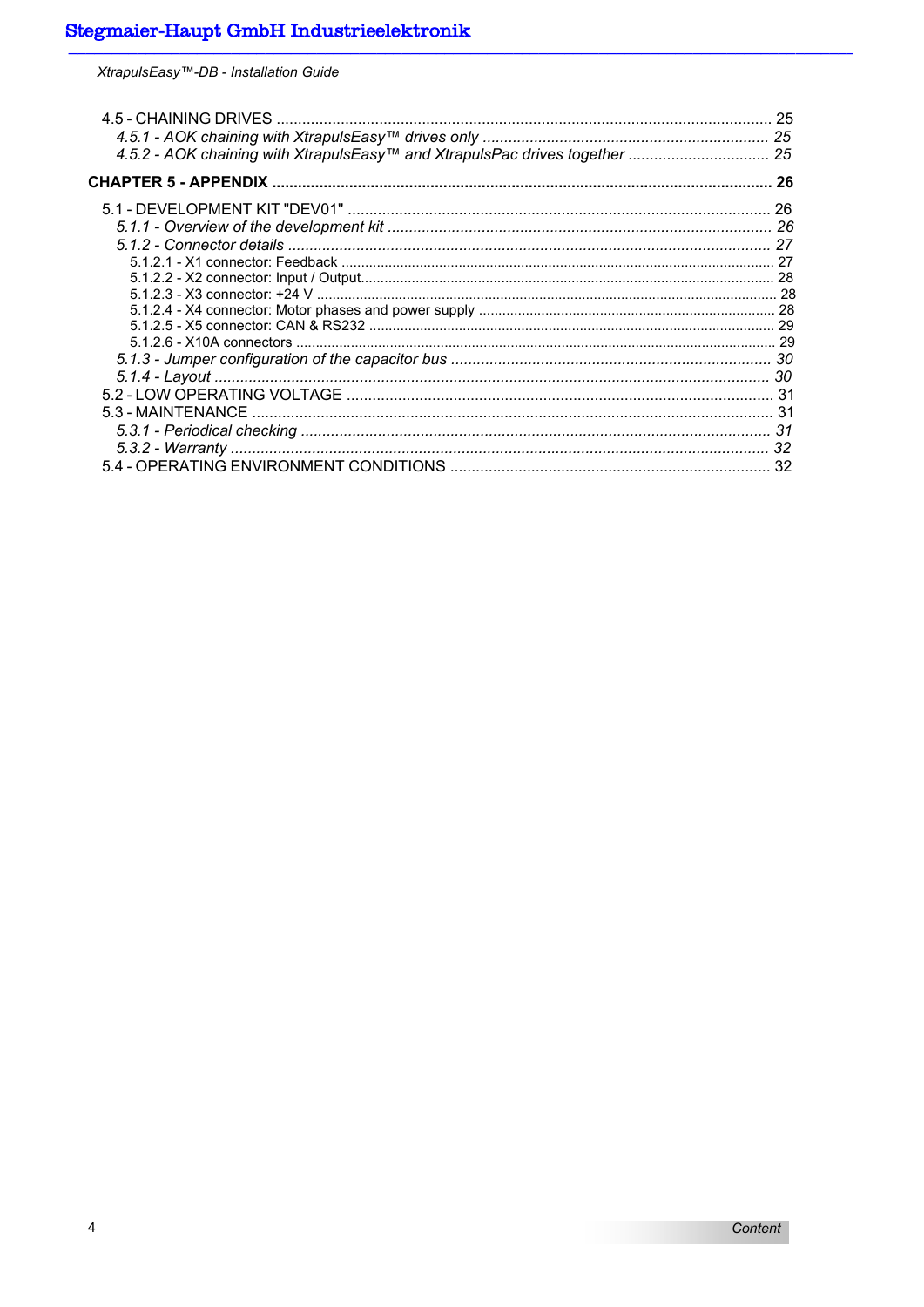4.5 - CHAINING DRIVES .......................................................................................................... 25

*4.5.1 - AOK chaining with XtrapulsEasy™ drives only .................................................................. 25*

*4.5.2 - AOK chaining with XtrapulsEasy™ and XtrapulsPac drives together ................................ 25*

**CHAPTER 5 - APPENDIX ........................................................................................................ 26**

5.1 - DEVELOPMENT KIT "DEV01" ................................................................................................ 26

*5.1.1 - Overview of the development kit .......................................................................................... 26*

*5.1.2 - Connector details .................................................................................................................. 27*

5.1.2.1 - X1 connector: Feedback ............................................................................................................. 27

5.1.2.2 - X2 connector: Input / Output........................................................................................................ 28

5.1.2.3 - X3 connector: +24 V .................................................................................................................... 28

5.1.2.4 - X4 connector: Motor phases and power supply ........................................................................... 28

5.1.2.5 - X5 connector: CAN & RS232 ...................................................................................................... 29

5.1.2.6 - X10A connectors ......................................................................................................................... 29

*5.1.3 - Jumper configuration of the capacitor bus ............................................................................ 30*

*5.1.4 - Layout .................................................................................................................................... 30*

5.2 - LOW OPERATING VOLTAGE .................................................................................................... 31

5.3 - MAINTENANCE ........................................................................................................................ 31

*5.3.1 - Periodical checking ............................................................................................................... 31*

*5.3.2 - Warranty ............................................................................................................................... 32*

5.4 - OPERATING ENVIRONMENT CONDITIONS .......................................................................... 32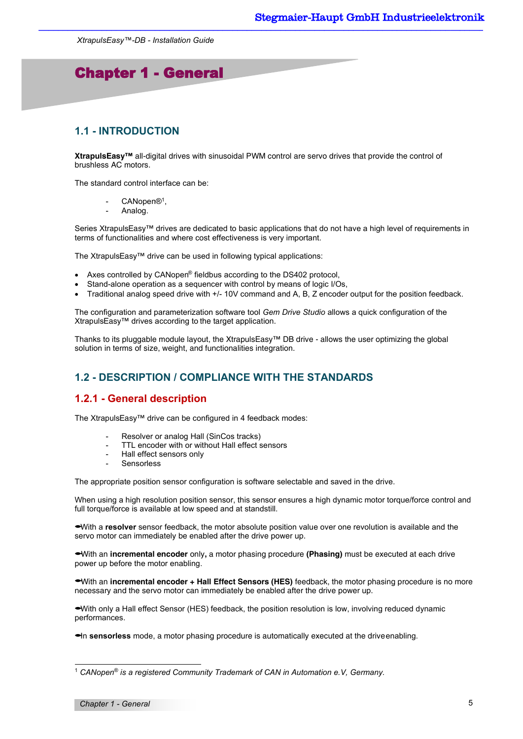# Chapter 1 - General

## 1.1 - INTRODUCTION

**XtrapulsEasy™** all-digital drives with sinusoidal PWM control are servo drives that provide the control of brushless AC motors.

The standard control interface can be:

- CANopen®[1],
- Analog.

Series XtrapulsEasy™ drives are dedicated to basic applications that do not have a high level of requirements in terms of functionalities and where cost effectiveness is very important.

The XtrapulsEasy™ drive can be used in following typical applications:

- Axes controlled by CANopen® fieldbus according to the DS402 protocol,
- Stand-alone operation as a sequencer with control by means of logic I/Os,
- Traditional analog speed drive with +/- 10V command and A, B, Z encoder output for the position feedback.

The configuration and parameterization software tool *Gem Drive Studio* allows a quick configuration of the XtrapulsEasy™ drives according to the target application.

Thanks to its pluggable module layout, the XtrapulsEasy™ DB drive - allows the user optimizing the global solution in terms of size, weight, and functionalities integration.

## 1.2 - DESCRIPTION / COMPLIANCE WITH THE STANDARDS

### 1.2.1 - General description

The XtrapulsEasy™ drive can be configured in 4 feedback modes:

- Resolver or analog Hall (SinCos tracks)
- TTL encoder with or without Hall effect sensors
- Hall effect sensors only
- Sensorless

The appropriate position sensor configuration is software selectable and saved in the drive.

When using a high resolution position sensor, this sensor ensures a high dynamic motor torque/force control and full torque/force is available at low speed and at standstill.

➨With a **resolver** sensor feedback, the motor absolute position value over one revolution is available and the servo motor can immediately be enabled after the drive power up.

➨With an **incremental encoder** only**,** a motor phasing procedure **(Phasing)** must be executed at each drive power up before the motor enabling.

➨With an **incremental encoder + Hall Effect Sensors (HES)** feedback, the motor phasing procedure is no more necessary and the servo motor can immediately be enabled after the drive power up.

➨With only a Hall effect Sensor (HES) feedback, the position resolution is low, involving reduced dynamic performances.

➨In **sensorless** mode, a motor phasing procedure is automatically executed at the driveenabling.

---

[1] *CANopen® is a registered Community Trademark of CAN in Automation e.V, Germany.*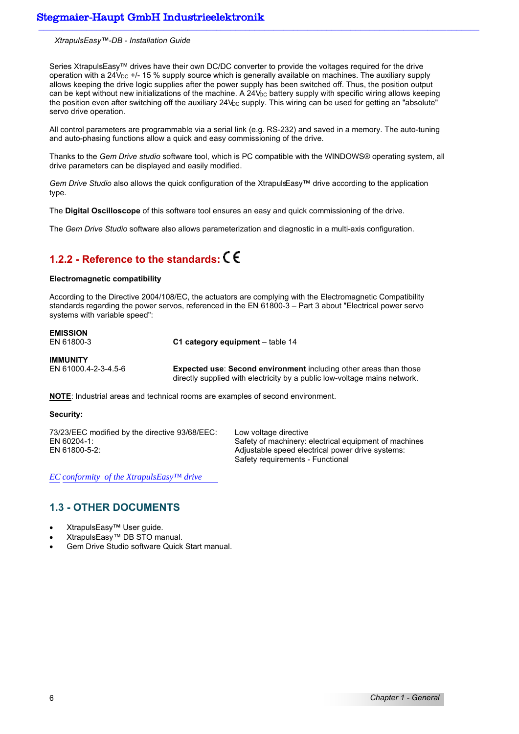Series XtrapulsEasy™ drives have their own DC/DC converter to provide the voltages required for the drive operation with a $24V_{DC}$ +/- 15 % supply source which is generally available on machines. The auxiliary supply allows keeping the drive logic supplies after the power supply has been switched off. Thus, the position output can be kept without new initializations of the machine. A $24V_{DC}$ battery supply with specific wiring allows keeping the position even after switching off the auxiliary $24V_{DC}$ supply. This wiring can be used for getting an "absolute" servo drive operation.

All control parameters are programmable via a serial link (e.g. RS-232) and saved in a memory. The auto-tuning and auto-phasing functions allow a quick and easy commissioning of the drive.

Thanks to the *Gem Drive studio* software tool, which is PC compatible with the WINDOWS® operating system, all drive parameters can be displayed and easily modified.

*Gem Drive Studio* also allows the quick configuration of the XtrapulsEasy™ drive according to the application type.

The **Digital Oscilloscope** of this software tool ensures an easy and quick commissioning of the drive.

The *Gem Drive Studio* software also allows parameterization and diagnostic in a multi-axis configuration.

### 1.2.2 - Reference to the standards: CE

**Electromagnetic compatibility**

According to the Directive 2004/108/EC, the actuators are complying with the Electromagnetic Compatibility standards regarding the power servos, referenced in the EN 61800-3 – Part 3 about "Electrical power servo systems with variable speed":

| | |
|---|---|
| **EMISSION**<br>EN 61800-3 | **C1 category equipment** – table 14 |
| **IMMUNITY**<br>EN 61000.4-2-3-4.5-6 | **Expected use**: **Second environment** including other areas than those directly supplied with electricity by a public low-voltage mains network. |

**NOTE**: Industrial areas and technical rooms are examples of second environment.

**Security:**

| | |
|---|---|
| 73/23/EEC modified by the directive 93/68/EEC: | Low voltage directive |
| EN 60204-1: | Safety of machinery: electrical equipment of machines |
| EN 61800-5-2: | Adjustable speed electrical power drive systems: Safety requirements - Functional |

*EC conformity of the XtrapulsEasy™ drive*

## 1.3 - OTHER DOCUMENTS

- XtrapulsEasy™ User guide.
- XtrapulsEasy™ DB STO manual.
- Gem Drive Studio software Quick Start manual.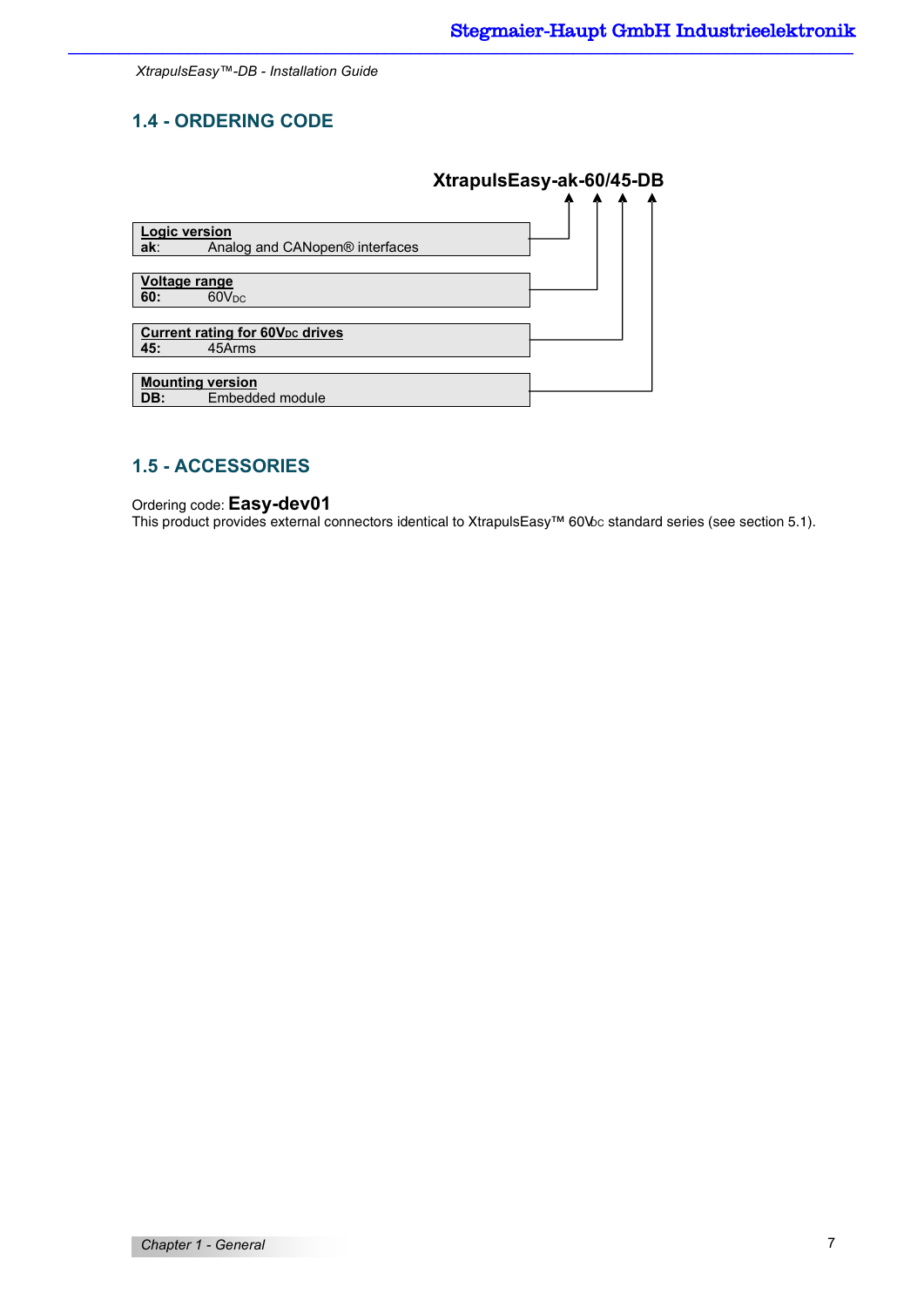## 1.4 - ORDERING CODE

**XtrapulsEasy-ak-60/45-DB**

**Logic version**
**ak**: Analog and CANopen® interfaces

**Voltage range**
**60:** $60V_{DC}$

**Current rating for $60V_{DC}$ drives**
**45:** 45Arms

**Mounting version**
**DB:** Embedded module

## 1.5 - ACCESSORIES

Ordering code: **Easy-dev01**
This product provides external connectors identical to XtrapulsEasy™ $60V_{DC}$ standard series (see section 5.1).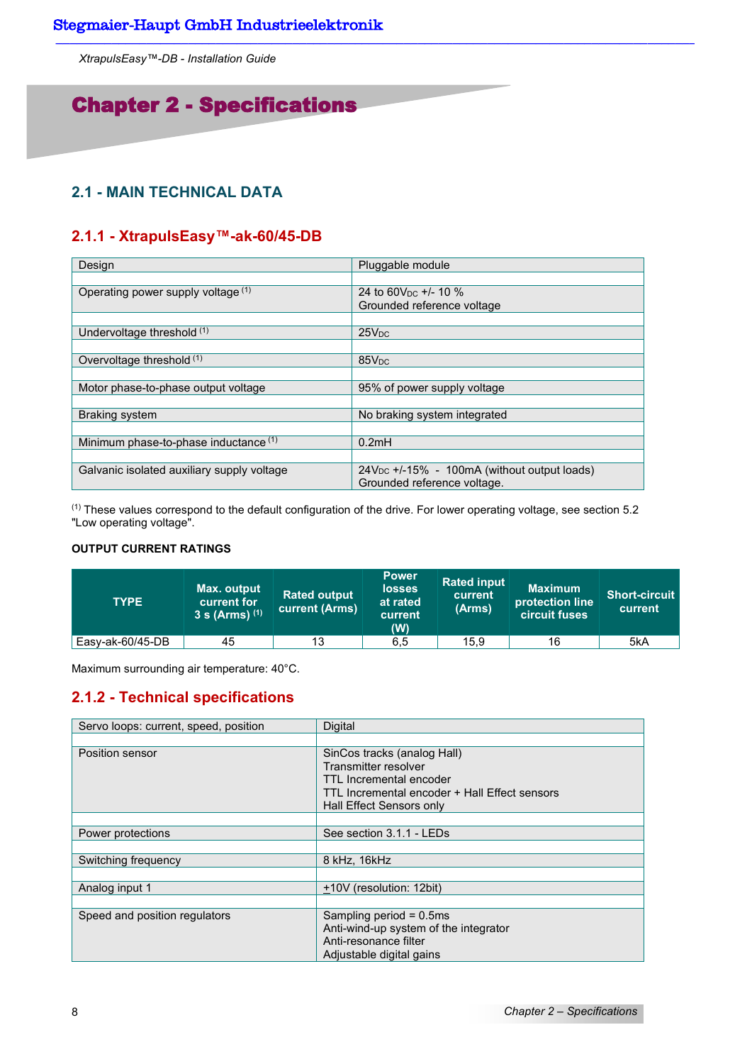# Chapter 2 - Specifications

## 2.1 - MAIN TECHNICAL DATA

### 2.1.1 - XtrapulsEasy™-ak-60/45-DB

| Design | Pluggable module |
|---|---|
| Operating power supply voltage [1] | 24 to 60$V_{DC}$ +/- 10 %<br>Grounded reference voltage |
| Undervoltage threshold [1] | 25$V_{DC}$ |
| Overvoltage threshold [1] | 85$V_{DC}$ |
| Motor phase-to-phase output voltage | 95% of power supply voltage |
| Braking system | No braking system integrated |
| Minimum phase-to-phase inductance [1] | 0.2mH |
| Galvanic isolated auxiliary supply voltage | 24$V_{DC}$ +/-15% - 100mA (without output loads)<br>Grounded reference voltage. |

[1] These values correspond to the default configuration of the drive. For lower operating voltage, see section 5.2 "Low operating voltage".

**OUTPUT CURRENT RATINGS**

| TYPE | Max. output current for 3 s (Arms) [1] | Rated output current (Arms) | Power losses at rated current (W) | Rated input current (Arms) | Maximum protection line circuit fuses | Short-circuit current |
|---|---|---|---|---|---|---|
| Easy-ak-60/45-DB | 45 | 13 | 6,5 | 15,9 | 16 | 5kA |

Maximum surrounding air temperature: 40°C.

### 2.1.2 - Technical specifications

| Servo loops: current, speed, position | Digital |
|---|---|
| Position sensor | SinCos tracks (analog Hall)<br>Transmitter resolver<br>TTL Incremental encoder<br>TTL Incremental encoder + Hall Effect sensors<br>Hall Effect Sensors only |
| Power protections | See section 3.1.1 - LEDs |
| Switching frequency | 8 kHz, 16kHz |
| Analog input 1 | ±10V (resolution: 12bit) |
| Speed and position regulators | Sampling period = 0.5ms<br>Anti-wind-up system of the integrator<br>Anti-resonance filter<br>Adjustable digital gains |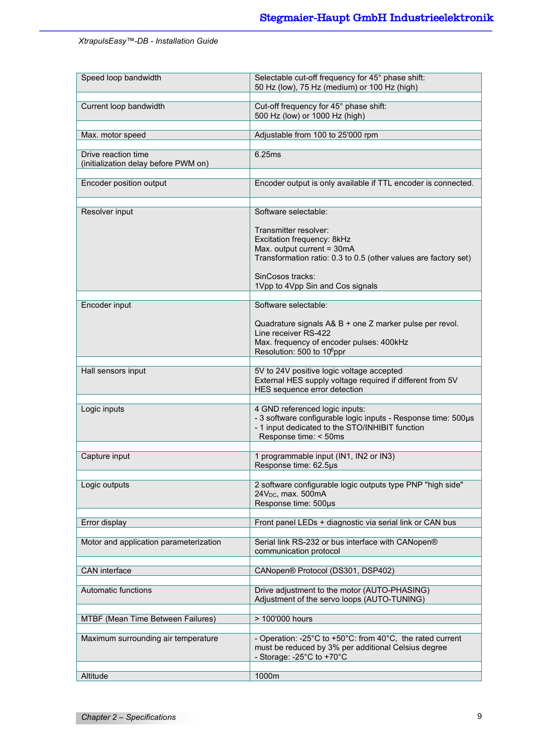| Speed loop bandwidth | Selectable cut-off frequency for 45° phase shift:<br>50 Hz (low), 75 Hz (medium) or 100 Hz (high) |
|---|---|
| Current loop bandwidth | Cut-off frequency for 45° phase shift:<br>500 Hz (low) or 1000 Hz (high) |
| Max. motor speed | Adjustable from 100 to 25'000 rpm |
| Drive reaction time<br>(initialization delay before PWM on) | 6.25ms |
| Encoder position output | Encoder output is only available if TTL encoder is connected. |
| Resolver input | Software selectable:<br><br>Transmitter resolver:<br>Excitation frequency: 8kHz<br>Max. output current = 30mA<br>Transformation ratio: 0.3 to 0.5 (other values are factory set)<br><br>SinCosos tracks:<br>1Vpp to 4Vpp Sin and Cos signals |
| Encoder input | Software selectable:<br><br>Quadrature signals A& B + one Z marker pulse per revol.<br>Line receiver RS-422<br>Max. frequency of encoder pulses: 400kHz<br>Resolution: 500 to $10^6$ppr |
| Hall sensors input | 5V to 24V positive logic voltage accepted<br>External HES supply voltage required if different from 5V<br>HES sequence error detection |
| Logic inputs | 4 GND referenced logic inputs:<br>- 3 software configurable logic inputs - Response time: 500µs<br>- 1 input dedicated to the STO/INHIBIT function<br>Response time: < 50ms |
| Capture input | 1 programmable input (IN1, IN2 or IN3)<br>Response time: 62.5µs |
| Logic outputs | 2 software configurable logic outputs type PNP "high side"<br>$24V_{DC}$, max. 500mA<br>Response time: 500µs |
| Error display | Front panel LEDs + diagnostic via serial link or CAN bus |
| Motor and application parameterization | Serial link RS-232 or bus interface with CANopen® communication protocol |
| CAN interface | CANopen® Protocol (DS301, DSP402) |
| Automatic functions | Drive adjustment to the motor (AUTO-PHASING)<br>Adjustment of the servo loops (AUTO-TUNING) |
| MTBF (Mean Time Between Failures) | > 100'000 hours |
| Maximum surrounding air temperature | - Operation: -25°C to +50°C: from 40°C, the rated current must be reduced by 3% per additional Celsius degree<br>- Storage: -25°C to +70°C |
| Altitude | 1000m |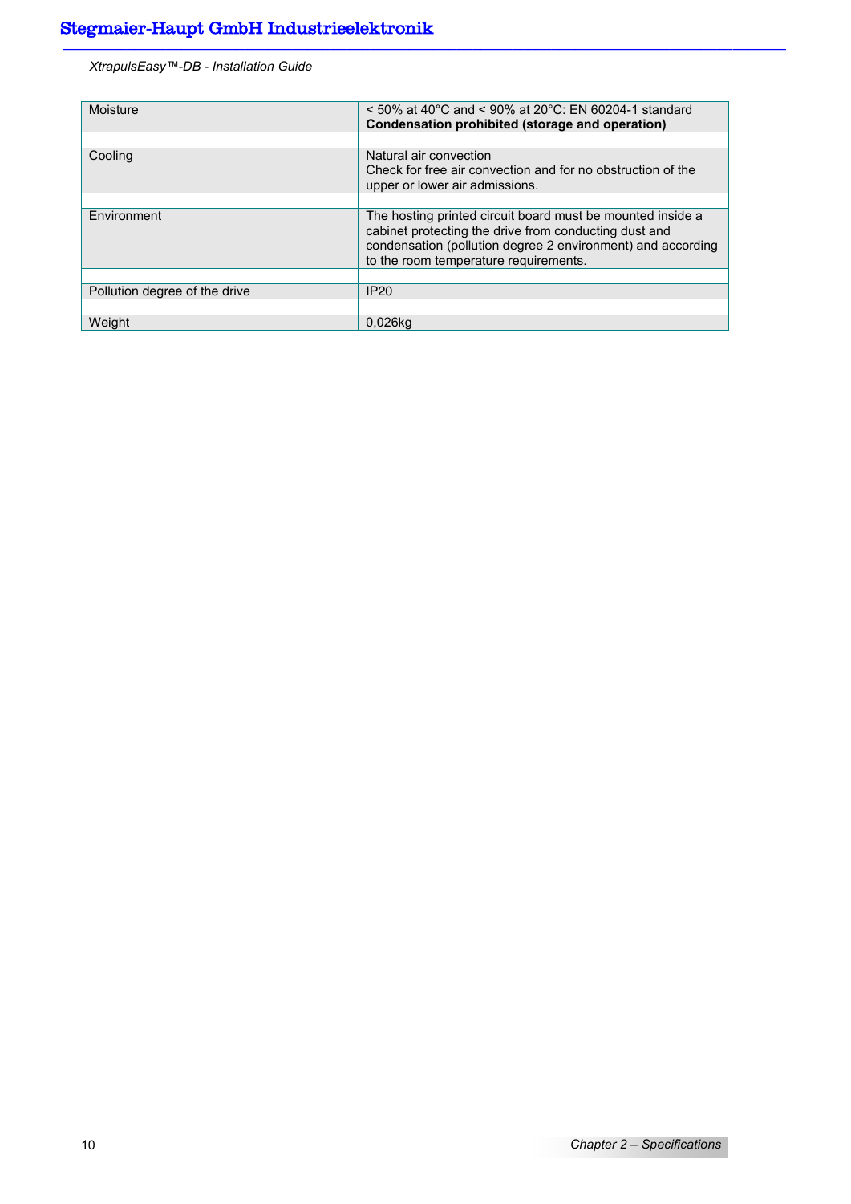| | |
|---|---|
| Moisture | < 50% at 40°C and < 90% at 20°C: EN 60204-1 standard<br>**Condensation prohibited (storage and operation)** |
| | |
| Cooling | Natural air convection<br>Check for free air convection and for no obstruction of the upper or lower air admissions. |
| | |
| Environment | The hosting printed circuit board must be mounted inside a cabinet protecting the drive from conducting dust and condensation (pollution degree 2 environment) and according to the room temperature requirements. |
| | |
| Pollution degree of the drive | IP20 |
| | |
| Weight | 0,026kg |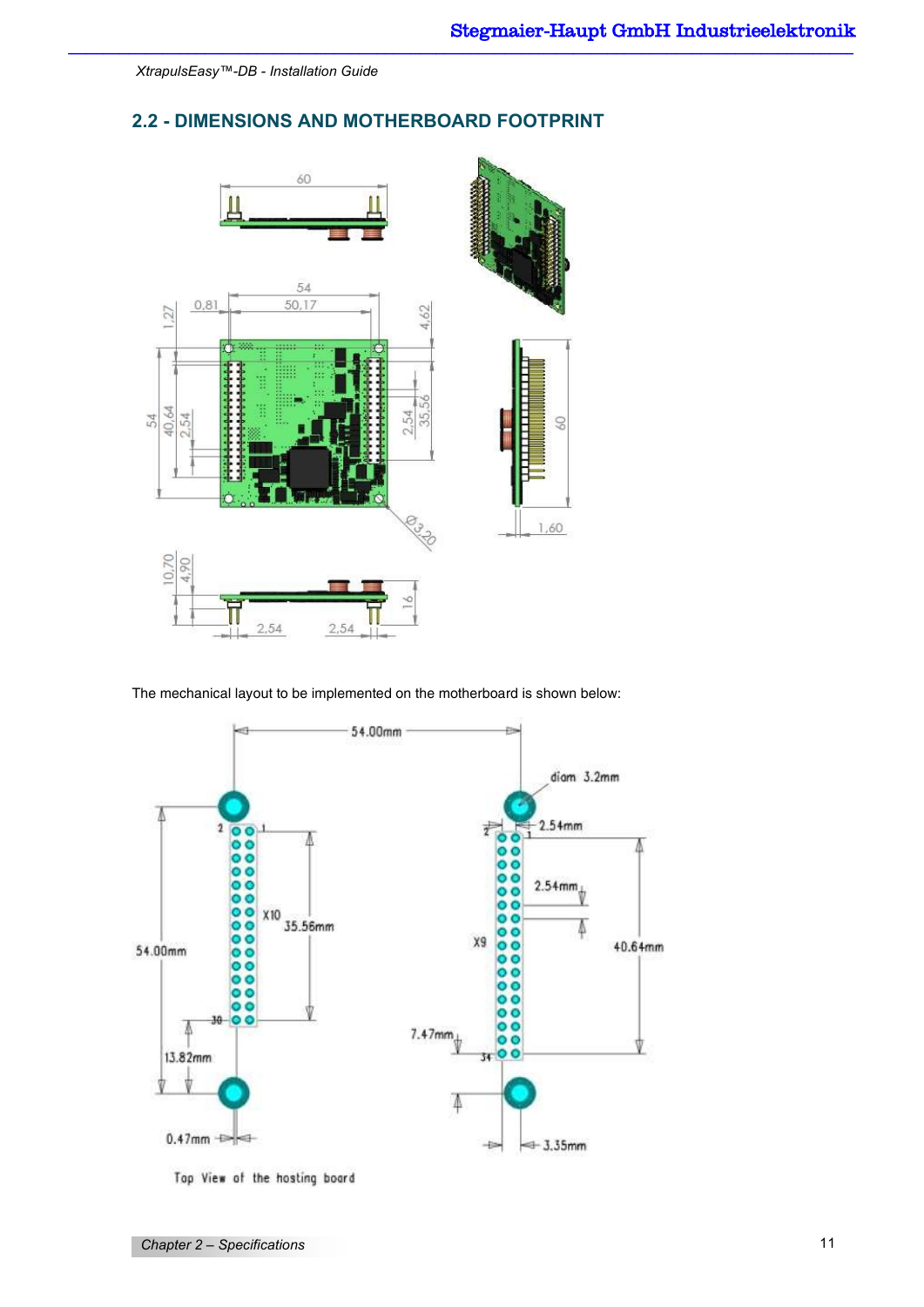## 2.2 - DIMENSIONS AND MOTHERBOARD FOOTPRINT

The mechanical layout to be implemented on the motherboard is shown below: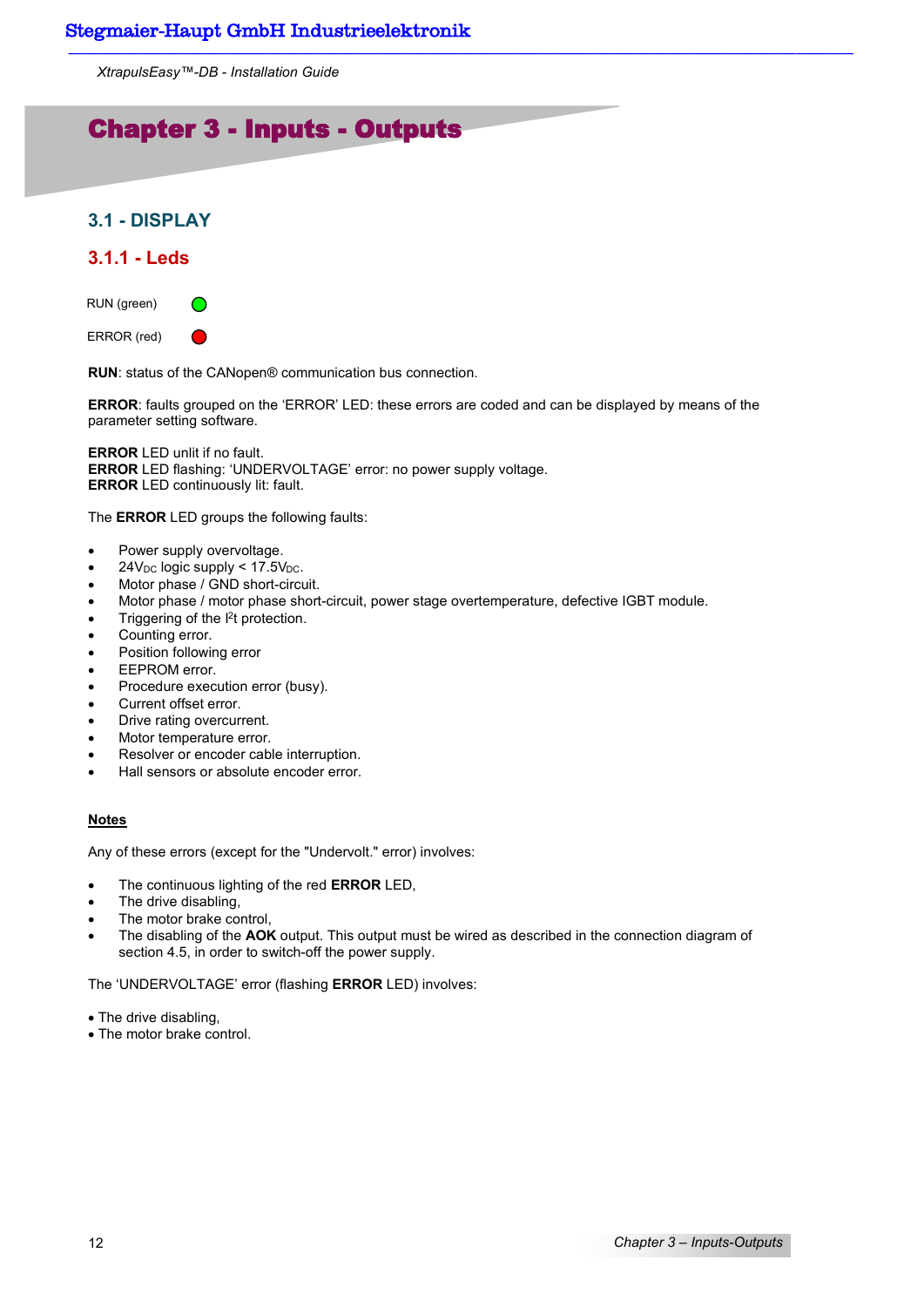# Chapter 3 - Inputs - Outputs

## 3.1 - DISPLAY

### 3.1.1 - Leds

RUN (green)

ERROR (red)

**RUN**: status of the CANopen® communication bus connection.

**ERROR**: faults grouped on the 'ERROR' LED: these errors are coded and can be displayed by means of the parameter setting software.

**ERROR** LED unlit if no fault.
**ERROR** LED flashing: 'UNDERVOLTAGE' error: no power supply voltage.
**ERROR** LED continuously lit: fault.

The **ERROR** LED groups the following faults:

- Power supply overvoltage.
- $24V_{DC}$ logic supply < $17.5V_{DC}$.
- Motor phase / GND short-circuit.
- Motor phase / motor phase short-circuit, power stage overtemperature, defective IGBT module.
- Triggering of the $I^2t$ protection.
- Counting error.
- Position following error
- EEPROM error.
- Procedure execution error (busy).
- Current offset error.
- Drive rating overcurrent.
- Motor temperature error.
- Resolver or encoder cable interruption.
- Hall sensors or absolute encoder error.

**Notes**

Any of these errors (except for the "Undervolt." error) involves:

- The continuous lighting of the red **ERROR** LED,
- The drive disabling,
- The motor brake control,
- The disabling of the **AOK** output. This output must be wired as described in the connection diagram of section 4.5, in order to switch-off the power supply.

The 'UNDERVOLTAGE' error (flashing **ERROR** LED) involves:

- The drive disabling,
- The motor brake control.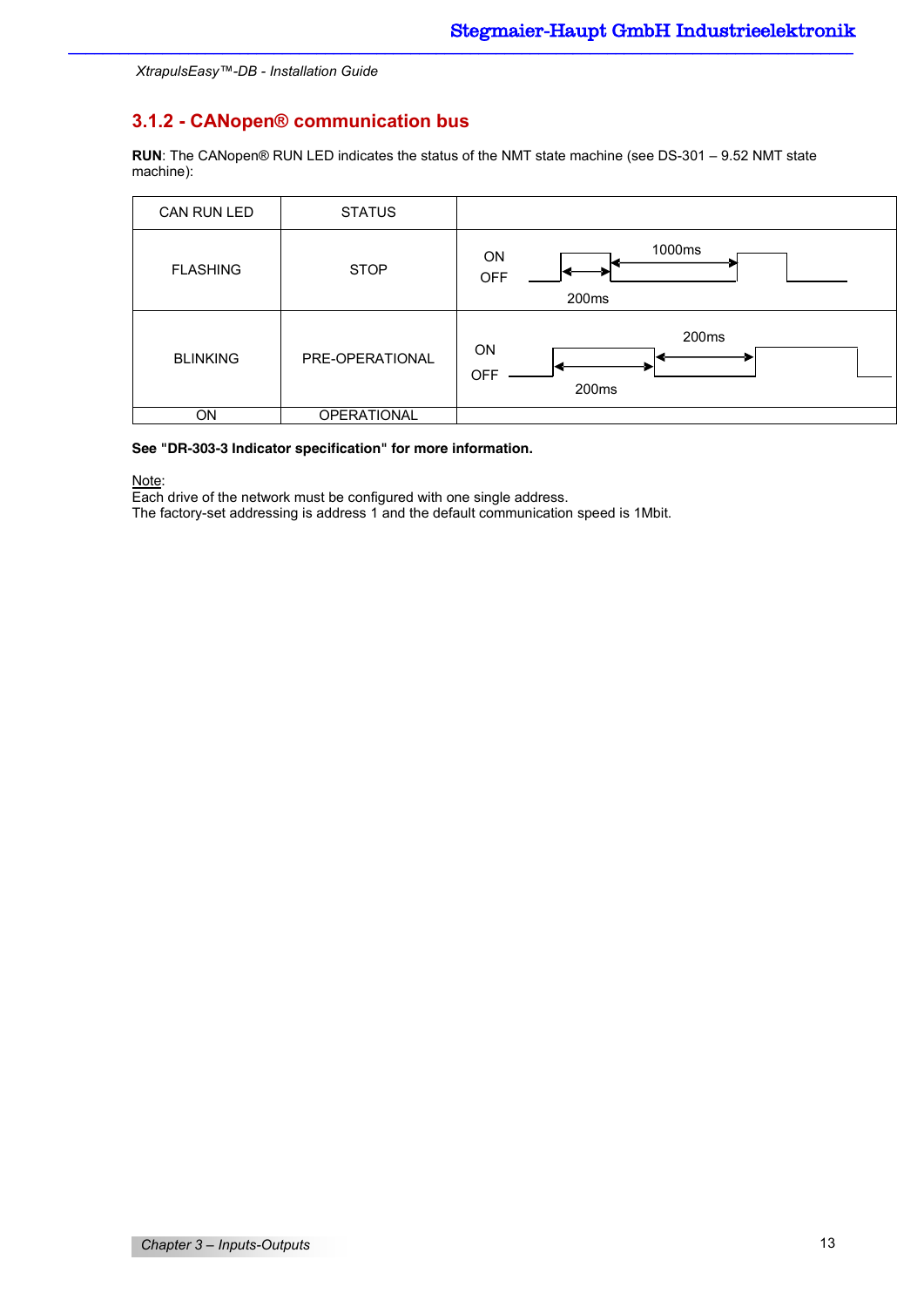XtrapulsEasy™-DB - Installation Guide

## 3.1.2 - CANopen® communication bus

**RUN**: The CANopen® RUN LED indicates the status of the NMT state machine (see DS-301 – 9.52 NMT state machine):

| CAN RUN LED | STATUS | |
|---|---|---|
| FLASHING | STOP | ON / OFF — 200ms ON, 1000ms OFF |
| BLINKING | PRE-OPERATIONAL | ON / OFF — 200ms ON, 200ms OFF |
| ON | OPERATIONAL | |

**See "DR-303-3 Indicator specification" for more information.**

Note:
Each drive of the network must be configured with one single address.
The factory-set addressing is address 1 and the default communication speed is 1Mbit.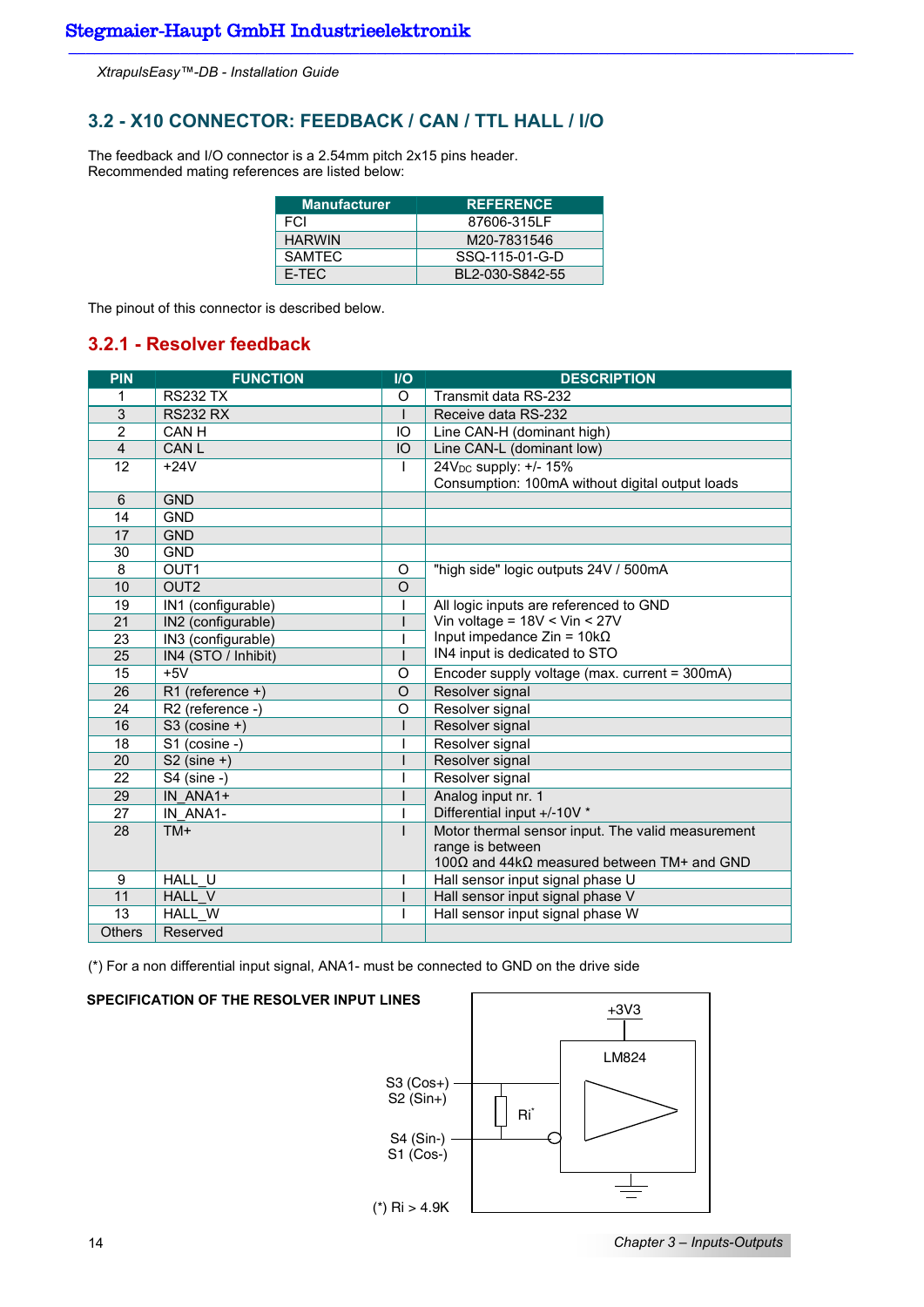## 3.2 - X10 CONNECTOR: FEEDBACK / CAN / TTL HALL / I/O

The feedback and I/O connector is a 2.54mm pitch 2x15 pins header.
Recommended mating references are listed below:

| Manufacturer | REFERENCE |
|---|---|
| FCI | 87606-315LF |
| HARWIN | M20-7831546 |
| SAMTEC | SSQ-115-01-G-D |
| E-TEC | BL2-030-S842-55 |

The pinout of this connector is described below.

### 3.2.1 - Resolver feedback

| PIN | FUNCTION | I/O | DESCRIPTION |
|---|---|---|---|
| 1 | RS232 TX | O | Transmit data RS-232 |
| 3 | RS232 RX | I | Receive data RS-232 |
| 2 | CAN H | IO | Line CAN-H (dominant high) |
| 4 | CAN L | IO | Line CAN-L (dominant low) |
| 12 | +24V | I | $24V_{DC}$ supply: +/- 15%<br>Consumption: 100mA without digital output loads |
| 6 | GND | | |
| 14 | GND | | |
| 17 | GND | | |
| 30 | GND | | |
| 8 | OUT1 | O | "high side" logic outputs 24V / 500mA |
| 10 | OUT2 | O | |
| 19 | IN1 (configurable) | I | All logic inputs are referenced to GND<br>Vin voltage = 18V < Vin < 27V<br>Input impedance Zin = 10kΩ<br>IN4 input is dedicated to STO |
| 21 | IN2 (configurable) | I | |
| 23 | IN3 (configurable) | I | |
| 25 | IN4 (STO / Inhibit) | I | |
| 15 | +5V | O | Encoder supply voltage (max. current = 300mA) |
| 26 | R1 (reference +) | O | Resolver signal |
| 24 | R2 (reference -) | O | Resolver signal |
| 16 | S3 (cosine +) | I | Resolver signal |
| 18 | S1 (cosine -) | I | Resolver signal |
| 20 | S2 (sine +) | I | Resolver signal |
| 22 | S4 (sine -) | I | Resolver signal |
| 29 | IN_ANA1+ | I | Analog input nr. 1 |
| 27 | IN_ANA1- | I | Differential input +/-10V * |
| 28 | TM+ | I | Motor thermal sensor input. The valid measurement range is between<br>100Ω and 44kΩ measured between TM+ and GND |
| 9 | HALL_U | I | Hall sensor input signal phase U |
| 11 | HALL_V | I | Hall sensor input signal phase V |
| 13 | HALL_W | I | Hall sensor input signal phase W |
| Others | Reserved | | |

(*) For a non differential input signal, ANA1- must be connected to GND on the drive side

**SPECIFICATION OF THE RESOLVER INPUT LINES**

+3V3

LM824

S3 (Cos+)
S2 (Sin+)

Ri*

S4 (Sin-)
S1 (Cos-)

(*) Ri > 4.9K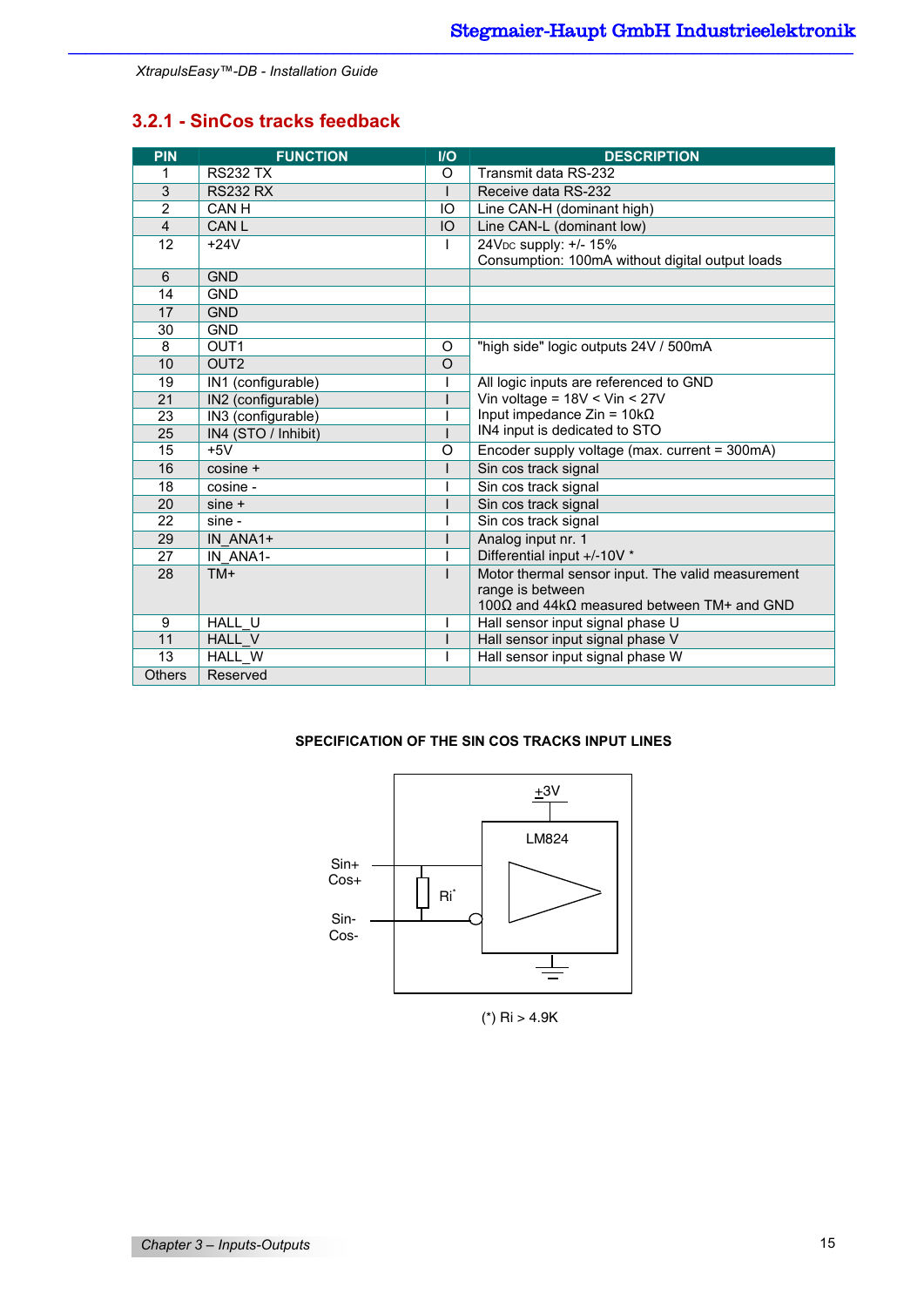### 3.2.1 - SinCos tracks feedback

| PIN | FUNCTION | I/O | DESCRIPTION |
|---|---|---|---|
| 1 | RS232 TX | O | Transmit data RS-232 |
| 3 | RS232 RX | I | Receive data RS-232 |
| 2 | CAN H | IO | Line CAN-H (dominant high) |
| 4 | CAN L | IO | Line CAN-L (dominant low) |
| 12 | +24V | I | 24VDC supply: +/- 15%<br>Consumption: 100mA without digital output loads |
| 6 | GND | | |
| 14 | GND | | |
| 17 | GND | | |
| 30 | GND | | |
| 8 | OUT1 | O | "high side" logic outputs 24V / 500mA |
| 10 | OUT2 | O | |
| 19 | IN1 (configurable) | I | All logic inputs are referenced to GND<br>Vin voltage = 18V < Vin < 27V<br>Input impedance Zin = 10kΩ<br>IN4 input is dedicated to STO |
| 21 | IN2 (configurable) | I | |
| 23 | IN3 (configurable) | I | |
| 25 | IN4 (STO / Inhibit) | I | |
| 15 | +5V | O | Encoder supply voltage (max. current = 300mA) |
| 16 | cosine + | I | Sin cos track signal |
| 18 | cosine - | I | Sin cos track signal |
| 20 | sine + | I | Sin cos track signal |
| 22 | sine - | I | Sin cos track signal |
| 29 | IN_ANA1+ | I | Analog input nr. 1 |
| 27 | IN_ANA1- | I | Differential input +/-10V * |
| 28 | TM+ | I | Motor thermal sensor input. The valid measurement range is between<br>100Ω and 44kΩ measured between TM+ and GND |
| 9 | HALL_U | I | Hall sensor input signal phase U |
| 11 | HALL_V | I | Hall sensor input signal phase V |
| 13 | HALL_W | I | Hall sensor input signal phase W |
| Others | Reserved | | |

**SPECIFICATION OF THE SIN COS TRACKS INPUT LINES**

+3V

LM824

Sin+
Cos+

Ri*

Sin-
Cos-

(*) Ri > 4.9K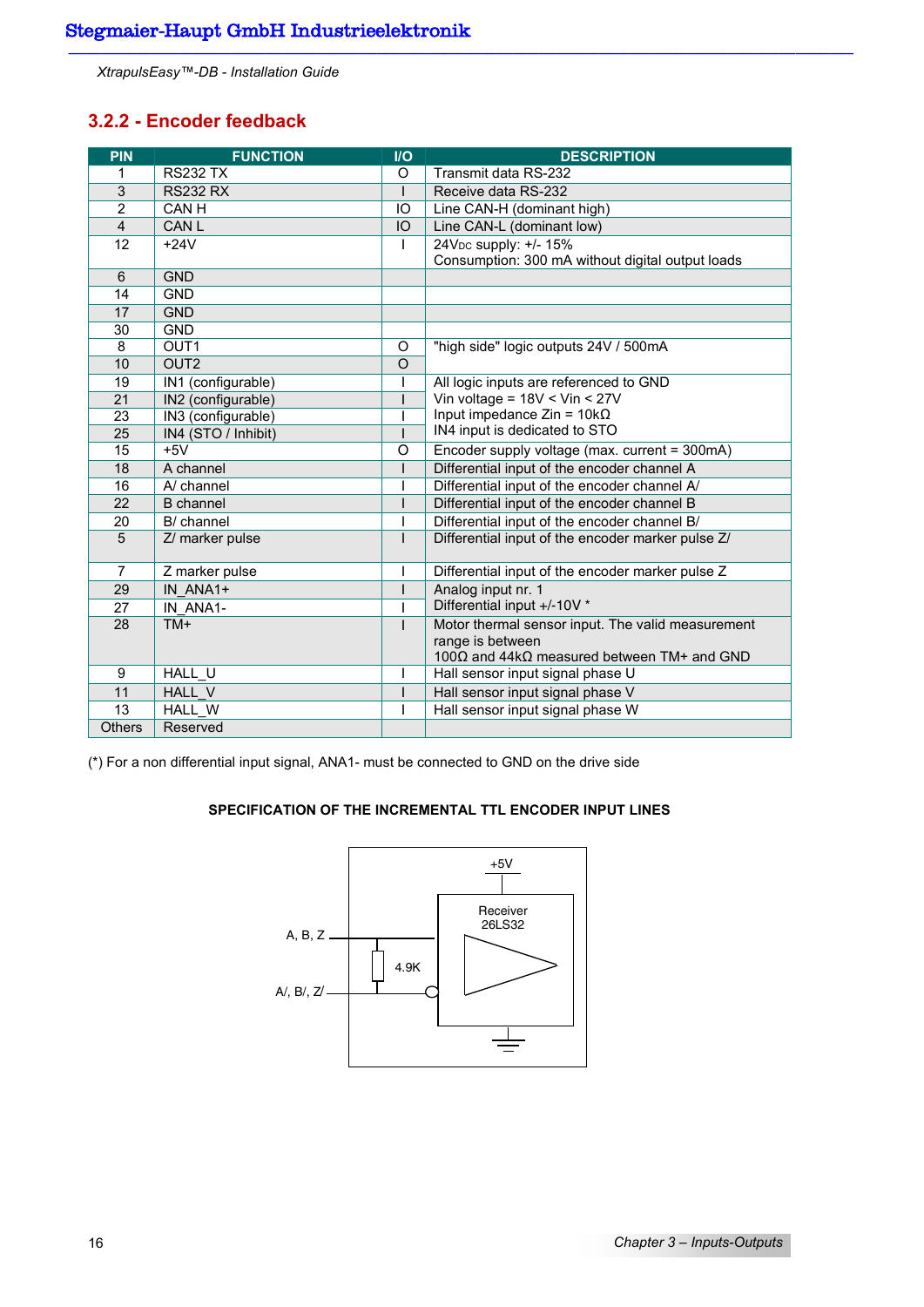## 3.2.2 - Encoder feedback

| PIN | FUNCTION | I/O | DESCRIPTION |
|---|---|---|---|
| 1 | RS232 TX | O | Transmit data RS-232 |
| 3 | RS232 RX | I | Receive data RS-232 |
| 2 | CAN H | IO | Line CAN-H (dominant high) |
| 4 | CAN L | IO | Line CAN-L (dominant low) |
| 12 | +24V | I | $24V_{DC}$ supply: +/- 15%<br>Consumption: 300 mA without digital output loads |
| 6 | GND | | |
| 14 | GND | | |
| 17 | GND | | |
| 30 | GND | | |
| 8 | OUT1 | O | "high side" logic outputs 24V / 500mA |
| 10 | OUT2 | O | |
| 19 | IN1 (configurable) | I | All logic inputs are referenced to GND<br>Vin voltage = 18V < Vin < 27V<br>Input impedance Zin = 10kΩ<br>IN4 input is dedicated to STO |
| 21 | IN2 (configurable) | I | |
| 23 | IN3 (configurable) | I | |
| 25 | IN4 (STO / Inhibit) | I | |
| 15 | +5V | O | Encoder supply voltage (max. current = 300mA) |
| 18 | A channel | I | Differential input of the encoder channel A |
| 16 | A/ channel | I | Differential input of the encoder channel A/ |
| 22 | B channel | I | Differential input of the encoder channel B |
| 20 | B/ channel | I | Differential input of the encoder channel B/ |
| 5 | Z/ marker pulse | I | Differential input of the encoder marker pulse Z/ |
| 7 | Z marker pulse | I | Differential input of the encoder marker pulse Z |
| 29 | IN_ANA1+ | I | Analog input nr. 1<br>Differential input +/-10V * |
| 27 | IN_ANA1- | I | |
| 28 | TM+ | I | Motor thermal sensor input. The valid measurement range is between<br>100Ω and 44kΩ measured between TM+ and GND |
| 9 | HALL_U | I | Hall sensor input signal phase U |
| 11 | HALL_V | I | Hall sensor input signal phase V |
| 13 | HALL_W | I | Hall sensor input signal phase W |
| Others | Reserved | | |

(*) For a non differential input signal, ANA1- must be connected to GND on the drive side

**SPECIFICATION OF THE INCREMENTAL TTL ENCODER INPUT LINES**

+5V

Receiver 26LS32

A, B, Z

4.9K

A/, B/, Z/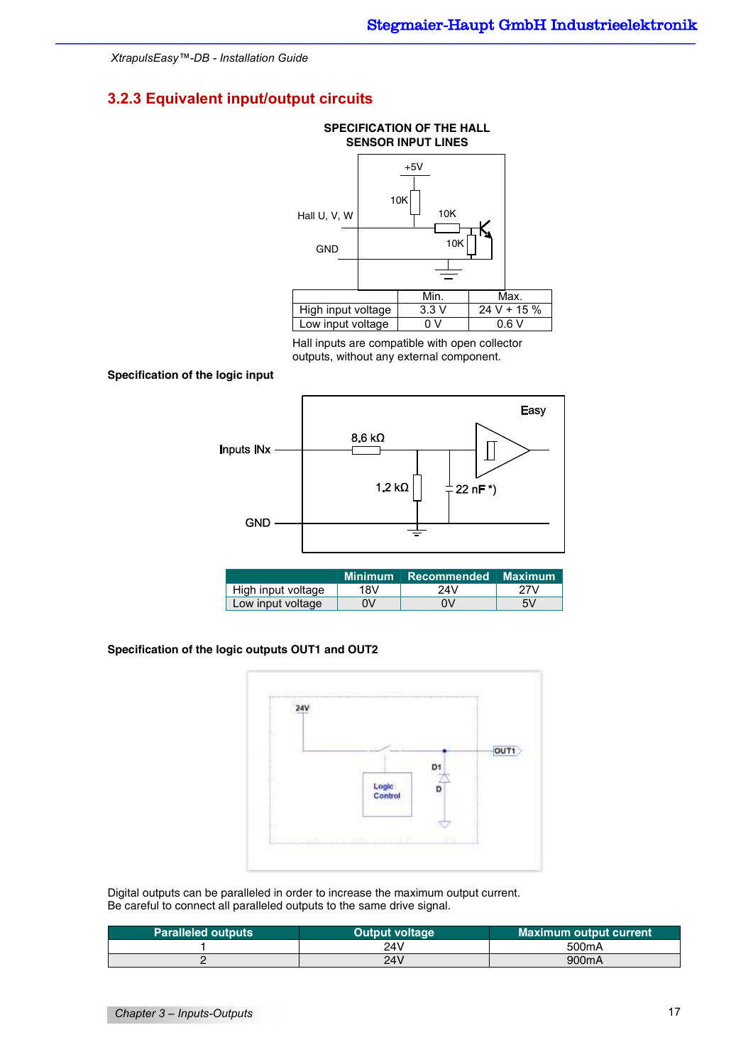### 3.2.3 Equivalent input/output circuits

**SPECIFICATION OF THE HALL SENSOR INPUT LINES**

Hall U, V, W

GND

+5V

10K

10K

10K

| | Min. | Max. |
|---|---|---|
| High input voltage | 3.3 V | 24 V + 15 % |
| Low input voltage | 0 V | 0.6 V |

Hall inputs are compatible with open collector outputs, without any external component.

**Specification of the logic input**

Easy

Inputs INx

8,6 kΩ

1,2 kΩ

22 nF *)

GND

| | Minimum | Recommended | Maximum |
|---|---|---|---|
| High input voltage | 18V | 24V | 27V |
| Low input voltage | 0V | 0V | 5V |

**Specification of the logic outputs OUT1 and OUT2**

24V

OUT1

D1

D

Logic Control

Digital outputs can be paralleled in order to increase the maximum output current.
Be careful to connect all paralleled outputs to the same drive signal.

| Paralleled outputs | Output voltage | Maximum output current |
|---|---|---|
| 1 | 24V | 500mA |
| 2 | 24V | 900mA |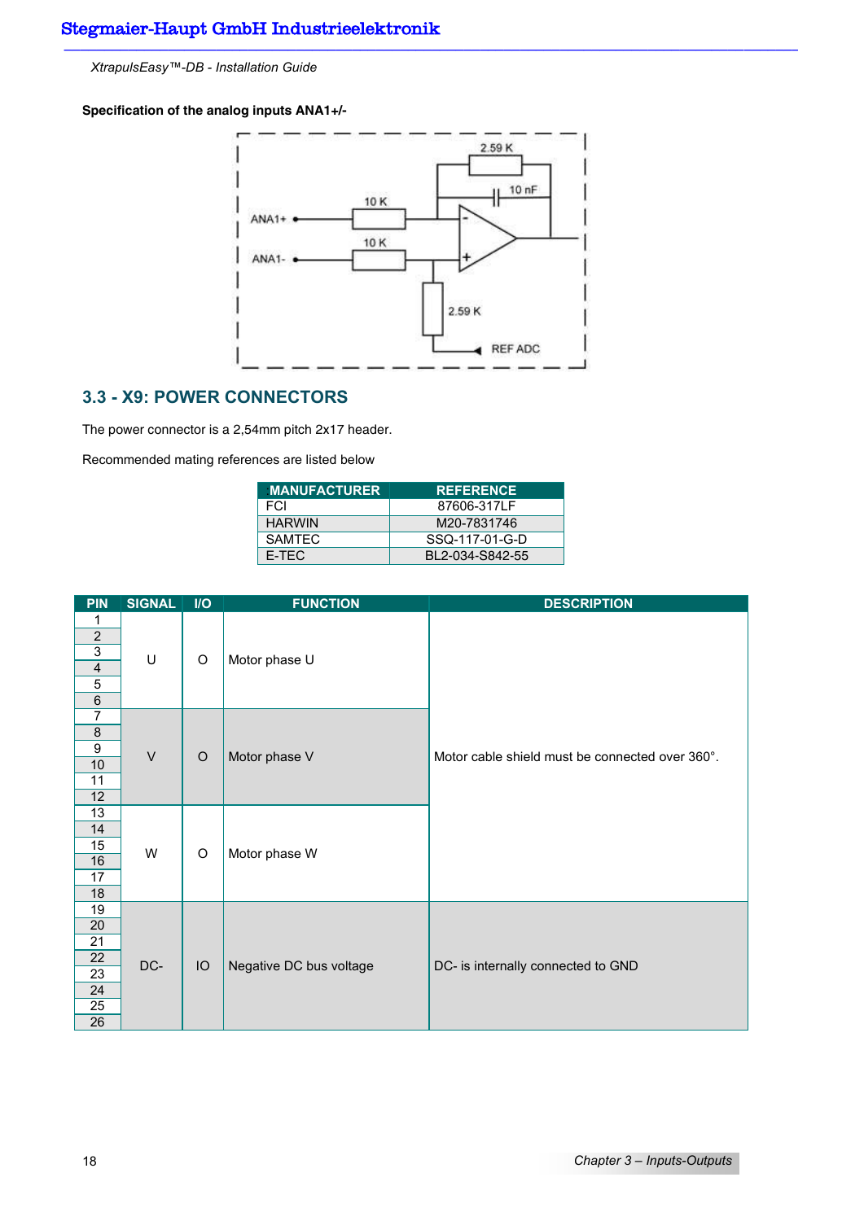**Specification of the analog inputs ANA1+/-**

## 3.3 - X9: POWER CONNECTORS

The power connector is a 2,54mm pitch 2x17 header.

Recommended mating references are listed below

| MANUFACTURER | REFERENCE |
|---|---|
| FCI | 87606-317LF |
| HARWIN | M20-7831746 |
| SAMTEC | SSQ-117-01-G-D |
| E-TEC | BL2-034-S842-55 |

| PIN | SIGNAL | I/O | FUNCTION | DESCRIPTION |
|---|---|---|---|---|
| 1 | U | O | Motor phase U | Motor cable shield must be connected over 360°. |
| 2 | | | | |
| 3 | | | | |
| 4 | | | | |
| 5 | | | | |
| 6 | | | | |
| 7 | V | O | Motor phase V | |
| 8 | | | | |
| 9 | | | | |
| 10 | | | | |
| 11 | | | | |
| 12 | | | | |
| 13 | W | O | Motor phase W | |
| 14 | | | | |
| 15 | | | | |
| 16 | | | | |
| 17 | | | | |
| 18 | | | | |
| 19 | DC- | IO | Negative DC bus voltage | DC- is internally connected to GND |
| 20 | | | | |
| 21 | | | | |
| 22 | | | | |
| 23 | | | | |
| 24 | | | | |
| 25 | | | | |
| 26 | | | | |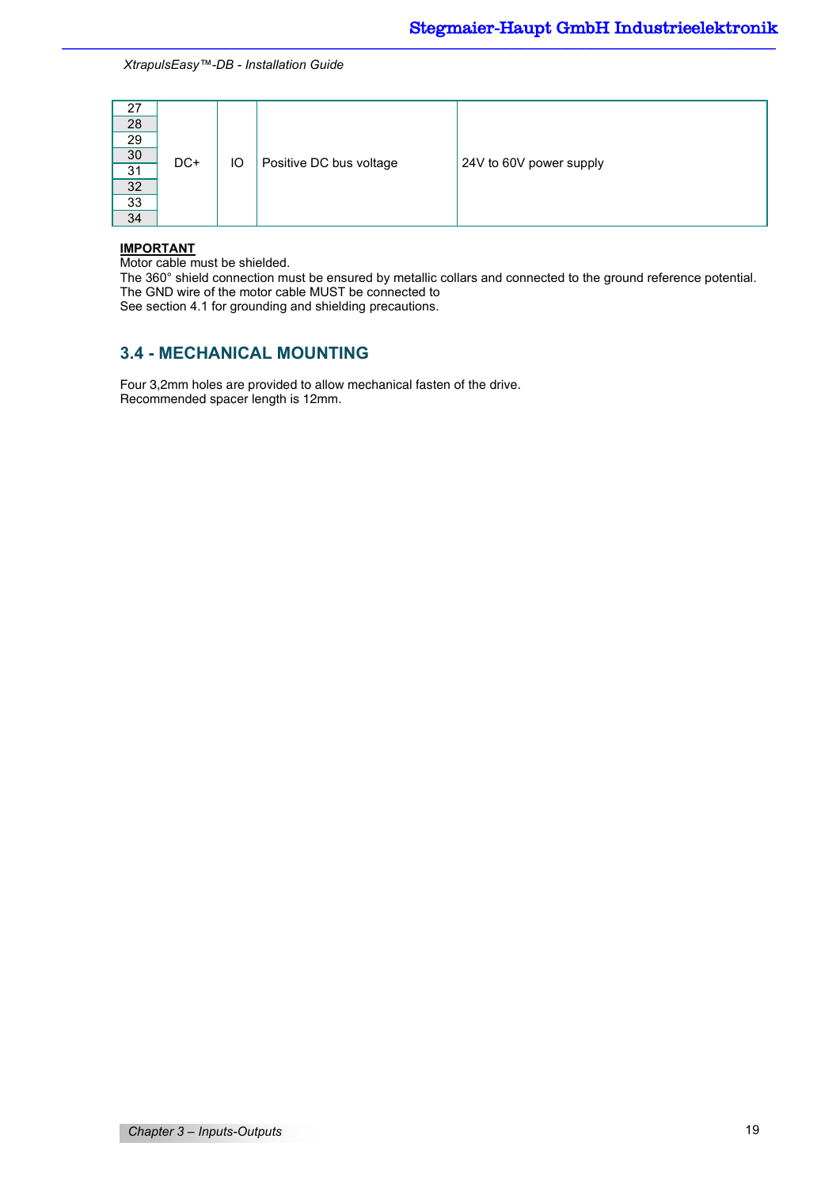| | | | | |
|---|---|---|---|---|
| 27 | DC+ | IO | Positive DC bus voltage | 24V to 60V power supply |
| 28 | | | | |
| 29 | | | | |
| 30 | | | | |
| 31 | | | | |
| 32 | | | | |
| 33 | | | | |
| 34 | | | | |

**IMPORTANT**
Motor cable must be shielded.
The 360° shield connection must be ensured by metallic collars and connected to the ground reference potential.
The GND wire of the motor cable MUST be connected to
See section 4.1 for grounding and shielding precautions.

## 3.4 - MECHANICAL MOUNTING

Four 3,2mm holes are provided to allow mechanical fasten of the drive.
Recommended spacer length is 12mm.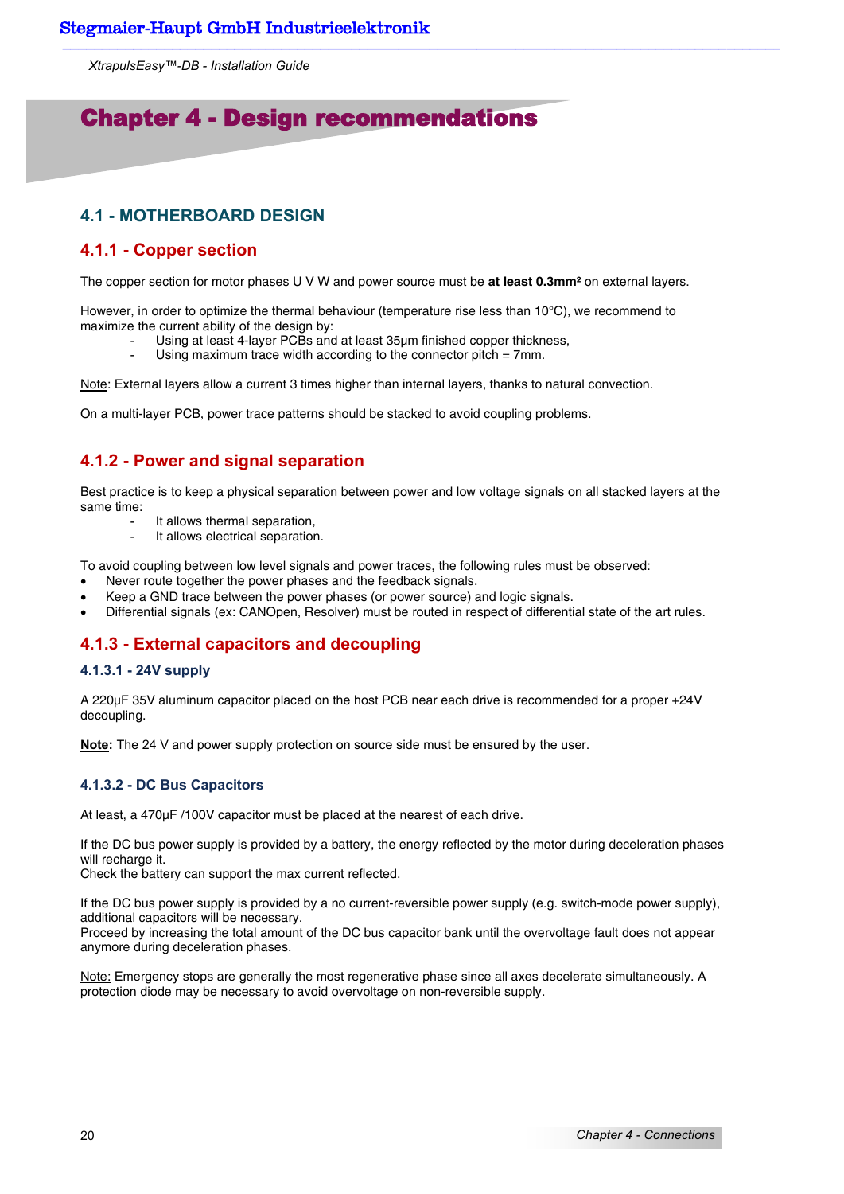# Chapter 4 - Design recommendations

## 4.1 - MOTHERBOARD DESIGN

### 4.1.1 - Copper section

The copper section for motor phases U V W and power source must be **at least 0.3mm²** on external layers.

However, in order to optimize the thermal behaviour (temperature rise less than 10°C), we recommend to maximize the current ability of the design by:

- Using at least 4-layer PCBs and at least 35µm finished copper thickness,
- Using maximum trace width according to the connector pitch = 7mm.

Note: External layers allow a current 3 times higher than internal layers, thanks to natural convection.

On a multi-layer PCB, power trace patterns should be stacked to avoid coupling problems.

### 4.1.2 - Power and signal separation

Best practice is to keep a physical separation between power and low voltage signals on all stacked layers at the same time:

- It allows thermal separation,
- It allows electrical separation.

To avoid coupling between low level signals and power traces, the following rules must be observed:

- Never route together the power phases and the feedback signals.
- Keep a GND trace between the power phases (or power source) and logic signals.
- Differential signals (ex: CANOpen, Resolver) must be routed in respect of differential state of the art rules.

### 4.1.3 - External capacitors and decoupling

#### 4.1.3.1 - 24V supply

A 220µF 35V aluminum capacitor placed on the host PCB near each drive is recommended for a proper +24V decoupling.

**Note:** The 24 V and power supply protection on source side must be ensured by the user.

#### 4.1.3.2 - DC Bus Capacitors

At least, a 470µF /100V capacitor must be placed at the nearest of each drive.

If the DC bus power supply is provided by a battery, the energy reflected by the motor during deceleration phases will recharge it.
Check the battery can support the max current reflected.

If the DC bus power supply is provided by a no current-reversible power supply (e.g. switch-mode power supply), additional capacitors will be necessary.
Proceed by increasing the total amount of the DC bus capacitor bank until the overvoltage fault does not appear anymore during deceleration phases.

Note: Emergency stops are generally the most regenerative phase since all axes decelerate simultaneously. A protection diode may be necessary to avoid overvoltage on non-reversible supply.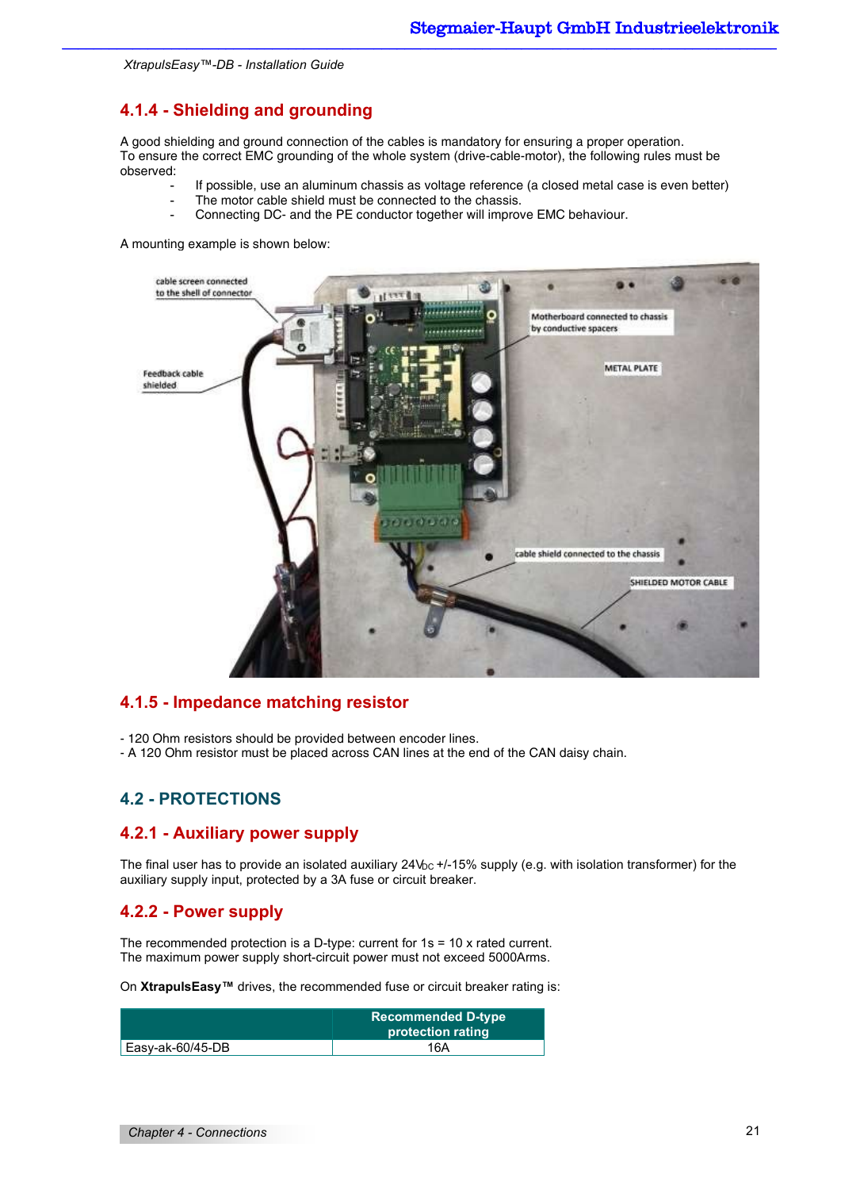## 4.1.4 - Shielding and grounding

A good shielding and ground connection of the cables is mandatory for ensuring a proper operation.
To ensure the correct EMC grounding of the whole system (drive-cable-motor), the following rules must be observed:

- If possible, use an aluminum chassis as voltage reference (a closed metal case is even better)
- The motor cable shield must be connected to the chassis.
- Connecting DC- and the PE conductor together will improve EMC behaviour.

A mounting example is shown below:

## 4.1.5 - Impedance matching resistor

- 120 Ohm resistors should be provided between encoder lines.
- A 120 Ohm resistor must be placed across CAN lines at the end of the CAN daisy chain.

# 4.2 - PROTECTIONS

## 4.2.1 - Auxiliary power supply

The final user has to provide an isolated auxiliary 24$V_{DC}$ +/-15% supply (e.g. with isolation transformer) for the auxiliary supply input, protected by a 3A fuse or circuit breaker.

## 4.2.2 - Power supply

The recommended protection is a D-type: current for 1s = 10 x rated current.
The maximum power supply short-circuit power must not exceed 5000Arms.

On **XtrapulsEasy™** drives, the recommended fuse or circuit breaker rating is:

| | Recommended D-type protection rating |
|---|---|
| Easy-ak-60/45-DB | 16A |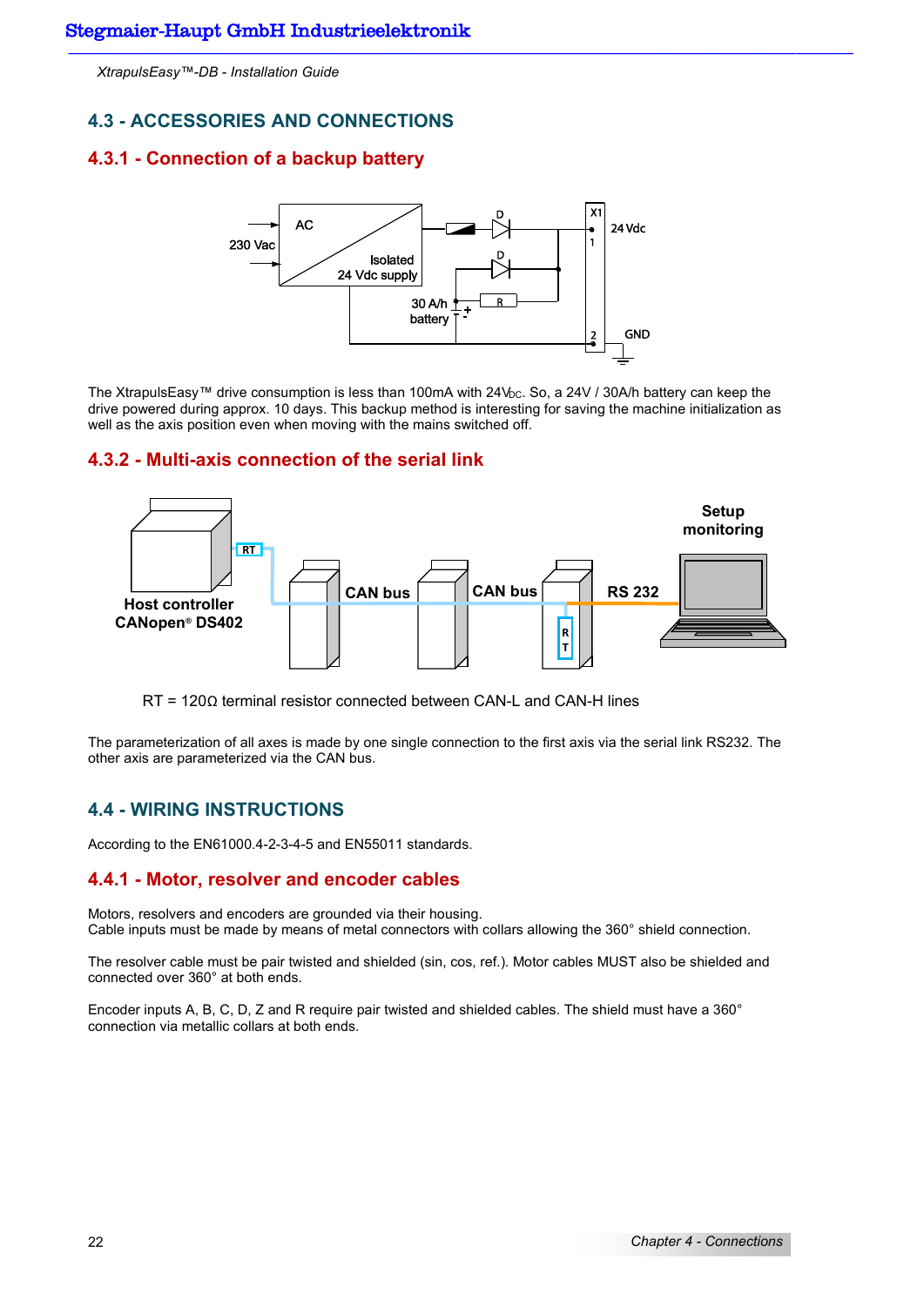## 4.3 - ACCESSORIES AND CONNECTIONS

### 4.3.1 - Connection of a backup battery

The XtrapulsEasy™ drive consumption is less than 100mA with 24$V_{DC}$. So, a 24V / 30A/h battery can keep the drive powered during approx. 10 days. This backup method is interesting for saving the machine initialization as well as the axis position even when moving with the mains switched off.

### 4.3.2 - Multi-axis connection of the serial link

RT = 120Ω terminal resistor connected between CAN-L and CAN-H lines

The parameterization of all axes is made by one single connection to the first axis via the serial link RS232. The other axis are parameterized via the CAN bus.

## 4.4 - WIRING INSTRUCTIONS

According to the EN61000.4-2-3-4-5 and EN55011 standards.

### 4.4.1 - Motor, resolver and encoder cables

Motors, resolvers and encoders are grounded via their housing.
Cable inputs must be made by means of metal connectors with collars allowing the 360° shield connection.

The resolver cable must be pair twisted and shielded (sin, cos, ref.). Motor cables MUST also be shielded and connected over 360° at both ends.

Encoder inputs A, B, C, D, Z and R require pair twisted and shielded cables. The shield must have a 360° connection via metallic collars at both ends.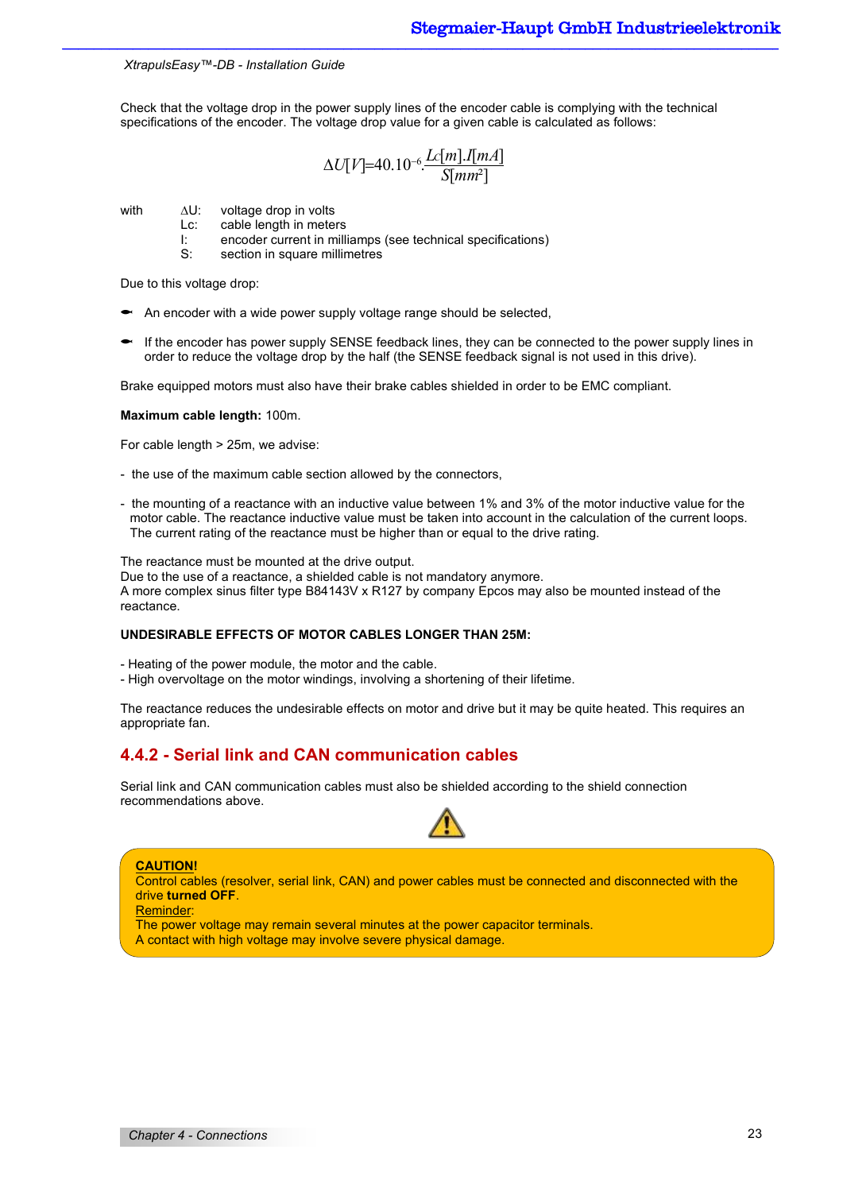Check that the voltage drop in the power supply lines of the encoder cable is complying with the technical specifications of the encoder. The voltage drop value for a given cable is calculated as follows:

$$\Delta U[V] = 40.10^{-6} . \frac{Lc[m].I[mA]}{S[mm^2]}$$

with
- ΔU: voltage drop in volts
- Lc: cable length in meters
- I: encoder current in milliamps (see technical specifications)
- S: section in square millimetres

Due to this voltage drop:

- An encoder with a wide power supply voltage range should be selected,
- If the encoder has power supply SENSE feedback lines, they can be connected to the power supply lines in order to reduce the voltage drop by the half (the SENSE feedback signal is not used in this drive).

Brake equipped motors must also have their brake cables shielded in order to be EMC compliant.

**Maximum cable length:** 100m.

For cable length > 25m, we advise:

- the use of the maximum cable section allowed by the connectors,
- the mounting of a reactance with an inductive value between 1% and 3% of the motor inductive value for the motor cable. The reactance inductive value must be taken into account in the calculation of the current loops. The current rating of the reactance must be higher than or equal to the drive rating.

The reactance must be mounted at the drive output.
Due to the use of a reactance, a shielded cable is not mandatory anymore.
A more complex sinus filter type B84143V x R127 by company Epcos may also be mounted instead of the reactance.

**UNDESIRABLE EFFECTS OF MOTOR CABLES LONGER THAN 25M:**

- Heating of the power module, the motor and the cable.
- High overvoltage on the motor windings, involving a shortening of their lifetime.

The reactance reduces the undesirable effects on motor and drive but it may be quite heated. This requires an appropriate fan.

### 4.4.2 - Serial link and CAN communication cables

Serial link and CAN communication cables must also be shielded according to the shield connection recommendations above.

**CAUTION!**
Control cables (resolver, serial link, CAN) and power cables must be connected and disconnected with the drive **turned OFF**.
Reminder:
The power voltage may remain several minutes at the power capacitor terminals.
A contact with high voltage may involve severe physical damage.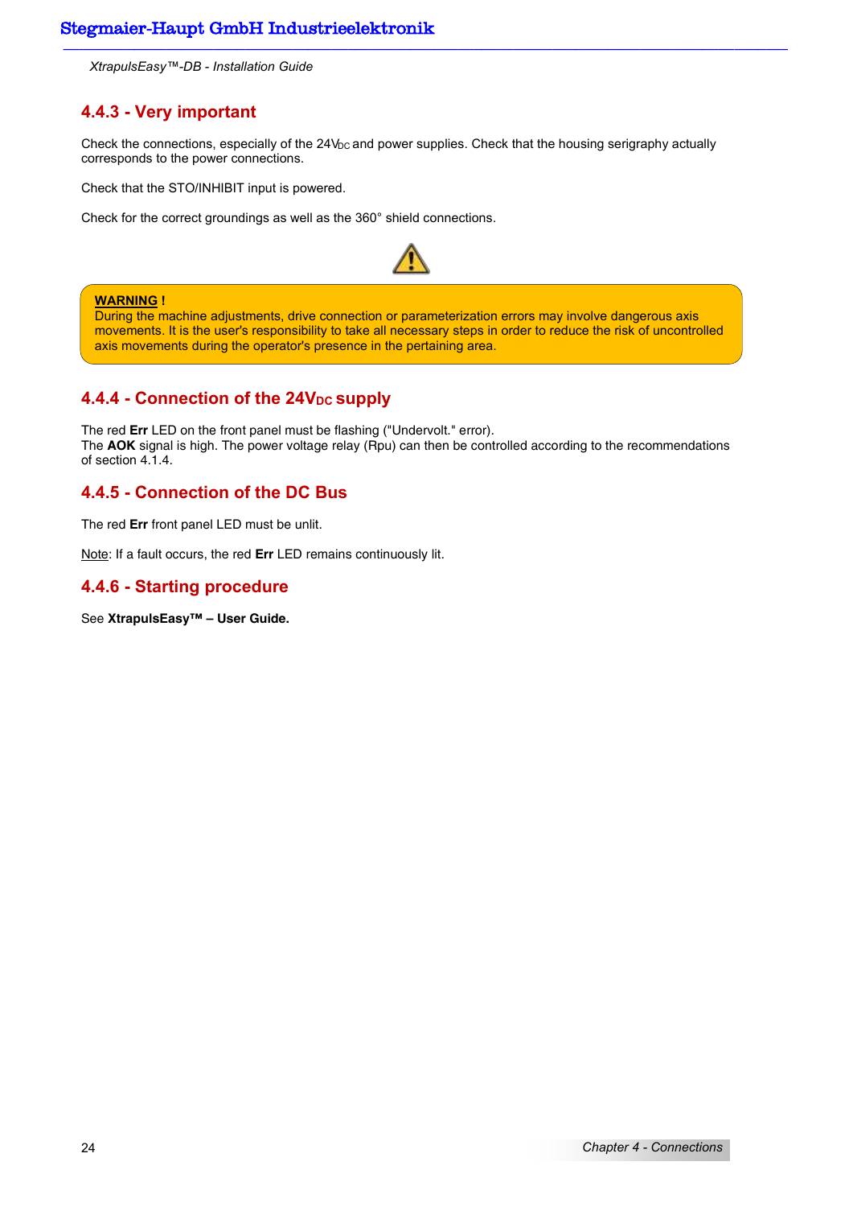### 4.4.3 - Very important

Check the connections, especially of the 24V$_{DC}$ and power supplies. Check that the housing serigraphy actually corresponds to the power connections.

Check that the STO/INHIBIT input is powered.

Check for the correct groundings as well as the 360° shield connections.

**WARNING !**
During the machine adjustments, drive connection or parameterization errors may involve dangerous axis movements. It is the user's responsibility to take all necessary steps in order to reduce the risk of uncontrolled axis movements during the operator's presence in the pertaining area.

### 4.4.4 - Connection of the 24V$_{DC}$ supply

The red **Err** LED on the front panel must be flashing ("Undervolt." error).
The **AOK** signal is high. The power voltage relay (Rpu) can then be controlled according to the recommendations of section 4.1.4.

### 4.4.5 - Connection of the DC Bus

The red **Err** front panel LED must be unlit.

Note: If a fault occurs, the red **Err** LED remains continuously lit.

### 4.4.6 - Starting procedure

See **XtrapulsEasy™ – User Guide.**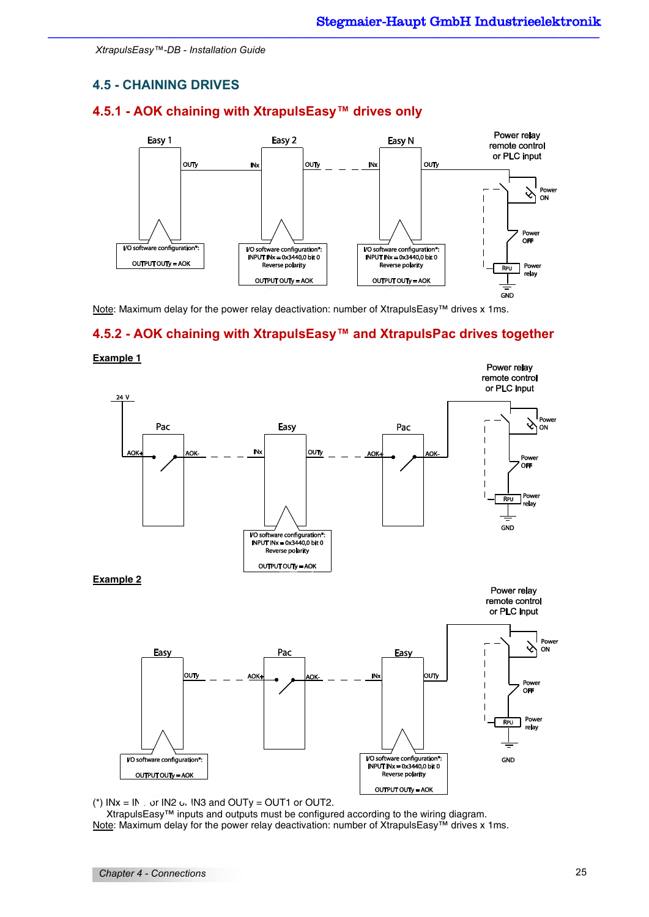## 4.5 - CHAINING DRIVES

### 4.5.1 - AOK chaining with XtrapulsEasy™ drives only

Easy 1 — OUTy — INx — Easy 2 — OUTy — INx — Easy N — OUTy

Power relay remote control or PLC input

Power ON

Power OFF

RPU — Power relay

GND

I/O software configuration*: OUTPUT OUTy = AOK

I/O software configuration*: INPUT INx = 0x3440,0 bit 0 Reverse polarity OUTPUT OUTy = AOK

I/O software configuration*: INPUT INx = 0x3440,0 bit 0 Reverse polarity OUTPUT OUTy = AOK

Note: Maximum delay for the power relay deactivation: number of XtrapulsEasy™ drives x 1ms.

### 4.5.2 - AOK chaining with XtrapulsEasy™ and XtrapulsPac drives together

**Example 1**

24 V — AOK+ Pac AOK- — INx Easy OUTy — AOK+ Pac AOK-

Power relay remote control or PLC input

Power ON

Power OFF

RPU — Power relay

GND

I/O software configuration*: INPUT INx = 0x3440,0 bit 0 Reverse polarity OUTPUT OUTy = AOK

**Example 2**

Easy OUTy — AOK+ Pac AOK- — INx Easy OUTy

Power relay remote control or PLC input

Power ON

Power OFF

RPU — Power relay

GND

I/O software configuration*: OUTPUT OUTy = AOK

I/O software configuration*: INPUT INx = 0x3440,0 bit 0 Reverse polarity OUTPUT OUTy = AOK

(*) INx = IN1 or IN2 or IN3 and OUTy = OUT1 or OUT2.
XtrapulsEasy™ inputs and outputs must be configured according to the wiring diagram.
Note: Maximum delay for the power relay deactivation: number of XtrapulsEasy™ drives x 1ms.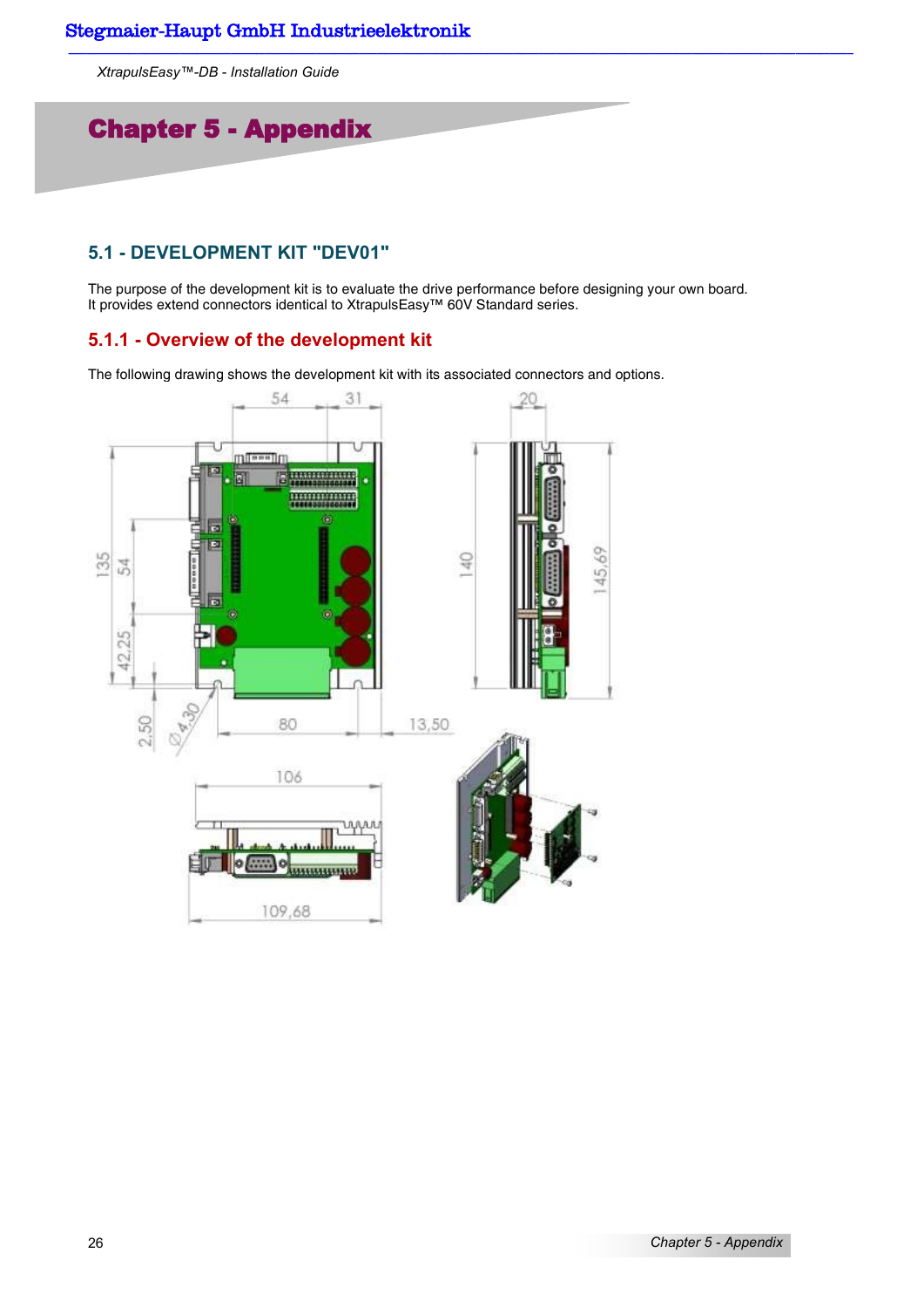# Chapter 5 - Appendix

## 5.1 - DEVELOPMENT KIT "DEV01"

The purpose of the development kit is to evaluate the drive performance before designing your own board.
It provides extend connectors identical to XtrapulsEasy™ 60V Standard series.

### 5.1.1 - Overview of the development kit

The following drawing shows the development kit with its associated connectors and options.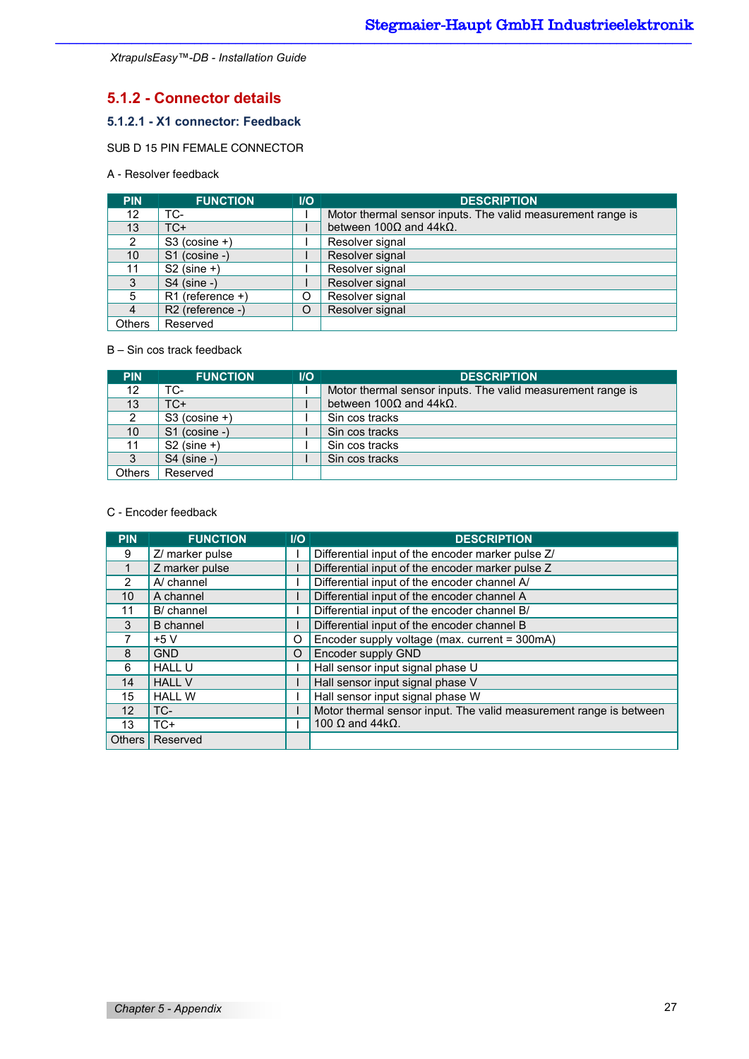## 5.1.2 - Connector details

### 5.1.2.1 - X1 connector: Feedback

SUB D 15 PIN FEMALE CONNECTOR

A - Resolver feedback

| PIN | FUNCTION | I/O | DESCRIPTION |
|---|---|---|---|
| 12 | TC- | I | Motor thermal sensor inputs. The valid measurement range is between 100Ω and 44kΩ. |
| 13 | TC+ | I | |
| 2 | S3 (cosine +) | I | Resolver signal |
| 10 | S1 (cosine -) | I | Resolver signal |
| 11 | S2 (sine +) | I | Resolver signal |
| 3 | S4 (sine -) | I | Resolver signal |
| 5 | R1 (reference +) | O | Resolver signal |
| 4 | R2 (reference -) | O | Resolver signal |
| Others | Reserved | | |

B – Sin cos track feedback

| PIN | FUNCTION | I/O | DESCRIPTION |
|---|---|---|---|
| 12 | TC- | I | Motor thermal sensor inputs. The valid measurement range is between 100Ω and 44kΩ. |
| 13 | TC+ | I | |
| 2 | S3 (cosine +) | I | Sin cos tracks |
| 10 | S1 (cosine -) | I | Sin cos tracks |
| 11 | S2 (sine +) | I | Sin cos tracks |
| 3 | S4 (sine -) | I | Sin cos tracks |
| Others | Reserved | | |

C - Encoder feedback

| PIN | FUNCTION | I/O | DESCRIPTION |
|---|---|---|---|
| 9 | Z/ marker pulse | I | Differential input of the encoder marker pulse Z/ |
| 1 | Z marker pulse | I | Differential input of the encoder marker pulse Z |
| 2 | A/ channel | I | Differential input of the encoder channel A/ |
| 10 | A channel | I | Differential input of the encoder channel A |
| 11 | B/ channel | I | Differential input of the encoder channel B/ |
| 3 | B channel | I | Differential input of the encoder channel B |
| 7 | +5 V | O | Encoder supply voltage (max. current = 300mA) |
| 8 | GND | O | Encoder supply GND |
| 6 | HALL U | I | Hall sensor input signal phase U |
| 14 | HALL V | I | Hall sensor input signal phase V |
| 15 | HALL W | I | Hall sensor input signal phase W |
| 12 | TC- | I | Motor thermal sensor input. The valid measurement range is between 100 Ω and 44kΩ. |
| 13 | TC+ | I | |
| Others | Reserved | | |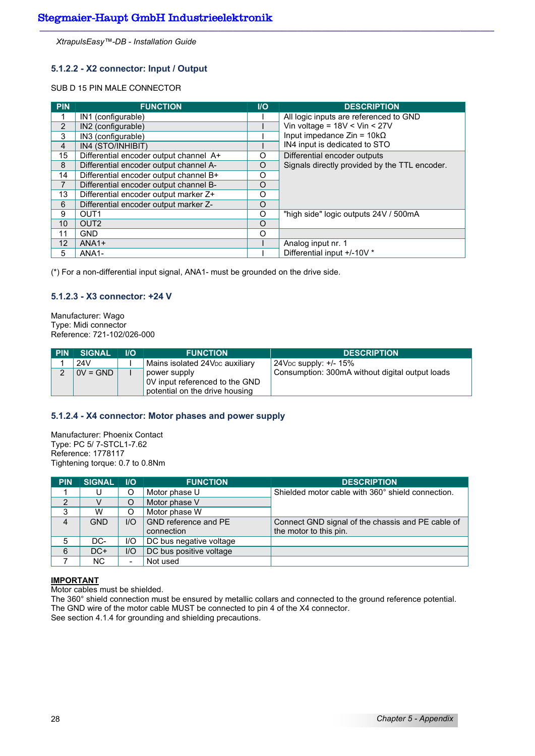#### 5.1.2.2 - X2 connector: Input / Output

SUB D 15 PIN MALE CONNECTOR

| PIN | FUNCTION | I/O | DESCRIPTION |
|---|---|---|---|
| 1 | IN1 (configurable) | I | All logic inputs are referenced to GND<br>Vin voltage = 18V < Vin < 27V<br>Input impedance Zin = 10kΩ<br>IN4 input is dedicated to STO |
| 2 | IN2 (configurable) | I | |
| 3 | IN3 (configurable) | I | |
| 4 | IN4 (STO/INHIBIT) | I | |
| 15 | Differential encoder output channel A+ | O | Differential encoder outputs<br>Signals directly provided by the TTL encoder. |
| 8 | Differential encoder output channel A- | O | |
| 14 | Differential encoder output channel B+ | O | |
| 7 | Differential encoder output channel B- | O | |
| 13 | Differential encoder output marker Z+ | O | |
| 6 | Differential encoder output marker Z- | O | |
| 9 | OUT1 | O | "high side" logic outputs 24V / 500mA |
| 10 | OUT2 | O | |
| 11 | GND | O | |
| 12 | ANA1+ | I | Analog input nr. 1<br>Differential input +/-10V * |
| 5 | ANA1- | I | |

(*) For a non-differential input signal, ANA1- must be grounded on the drive side.

#### 5.1.2.3 - X3 connector: +24 V

Manufacturer: Wago
Type: Midi connector
Reference: 721-102/026-000

| PIN | SIGNAL | I/O | FUNCTION | DESCRIPTION |
|---|---|---|---|---|
| 1 | 24V | I | Mains isolated 24V<sub>DC</sub> auxiliary power supply<br>0V input referenced to the GND potential on the drive housing | 24V<sub>DC</sub> supply: +/- 15%<br>Consumption: 300mA without digital output loads |
| 2 | 0V = GND | I | | |

#### 5.1.2.4 - X4 connector: Motor phases and power supply

Manufacturer: Phoenix Contact
Type: PC 5/ 7-STCL1-7.62
Reference: 1778117
Tightening torque: 0.7 to 0.8Nm

| PIN | SIGNAL | I/O | FUNCTION | DESCRIPTION |
|---|---|---|---|---|
| 1 | U | O | Motor phase U | Shielded motor cable with 360° shield connection. |
| 2 | V | O | Motor phase V | |
| 3 | W | O | Motor phase W | |
| 4 | GND | I/O | GND reference and PE connection | Connect GND signal of the chassis and PE cable of the motor to this pin. |
| 5 | DC- | I/O | DC bus negative voltage | |
| 6 | DC+ | I/O | DC bus positive voltage | |
| 7 | NC | - | Not used | |

**IMPORTANT**
Motor cables must be shielded.
The 360° shield connection must be ensured by metallic collars and connected to the ground reference potential.
The GND wire of the motor cable MUST be connected to pin 4 of the X4 connector.
See section 4.1.4 for grounding and shielding precautions.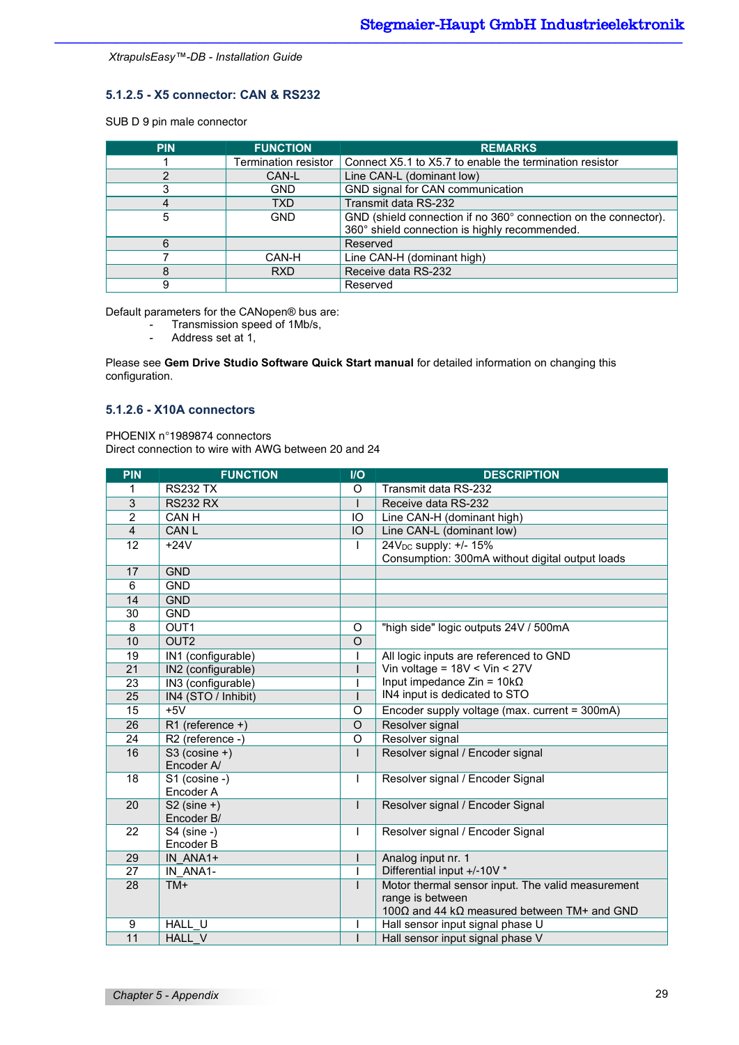### 5.1.2.5 - X5 connector: CAN & RS232

SUB D 9 pin male connector

| PIN | FUNCTION | REMARKS |
|---|---|---|
| 1 | Termination resistor | Connect X5.1 to X5.7 to enable the termination resistor |
| 2 | CAN-L | Line CAN-L (dominant low) |
| 3 | GND | GND signal for CAN communication |
| 4 | TXD | Transmit data RS-232 |
| 5 | GND | GND (shield connection if no 360° connection on the connector). 360° shield connection is highly recommended. |
| 6 | | Reserved |
| 7 | CAN-H | Line CAN-H (dominant high) |
| 8 | RXD | Receive data RS-232 |
| 9 | | Reserved |

Default parameters for the CANopen® bus are:

- Transmission speed of 1Mb/s,
- Address set at 1,

Please see **Gem Drive Studio Software Quick Start manual** for detailed information on changing this configuration.

### 5.1.2.6 - X10A connectors

PHOENIX n°1989874 connectors
Direct connection to wire with AWG between 20 and 24

| PIN | FUNCTION | I/O | DESCRIPTION |
|---|---|---|---|
| 1 | RS232 TX | O | Transmit data RS-232 |
| 3 | RS232 RX | I | Receive data RS-232 |
| 2 | CAN H | IO | Line CAN-H (dominant high) |
| 4 | CAN L | IO | Line CAN-L (dominant low) |
| 12 | +24V | I | $24V_{DC}$ supply: +/- 15%<br>Consumption: 300mA without digital output loads |
| 17 | GND | | |
| 6 | GND | | |
| 14 | GND | | |
| 30 | GND | | |
| 8 | OUT1 | O | "high side" logic outputs 24V / 500mA |
| 10 | OUT2 | O | |
| 19 | IN1 (configurable) | I | All logic inputs are referenced to GND<br>Vin voltage = 18V < Vin < 27V<br>Input impedance Zin = 10kΩ<br>IN4 input is dedicated to STO |
| 21 | IN2 (configurable) | I | |
| 23 | IN3 (configurable) | I | |
| 25 | IN4 (STO / Inhibit) | I | |
| 15 | +5V | O | Encoder supply voltage (max. current = 300mA) |
| 26 | R1 (reference +) | O | Resolver signal |
| 24 | R2 (reference -) | O | Resolver signal |
| 16 | S3 (cosine +)<br>Encoder A/ | I | Resolver signal / Encoder signal |
| 18 | S1 (cosine -)<br>Encoder A | I | Resolver signal / Encoder Signal |
| 20 | S2 (sine +)<br>Encoder B/ | I | Resolver signal / Encoder Signal |
| 22 | S4 (sine -)<br>Encoder B | I | Resolver signal / Encoder Signal |
| 29 | IN_ANA1+ | I | Analog input nr. 1<br>Differential input +/-10V * |
| 27 | IN_ANA1- | I | |
| 28 | TM+ | I | Motor thermal sensor input. The valid measurement range is between<br>100Ω and 44 kΩ measured between TM+ and GND |
| 9 | HALL_U | I | Hall sensor input signal phase U |
| 11 | HALL_V | I | Hall sensor input signal phase V |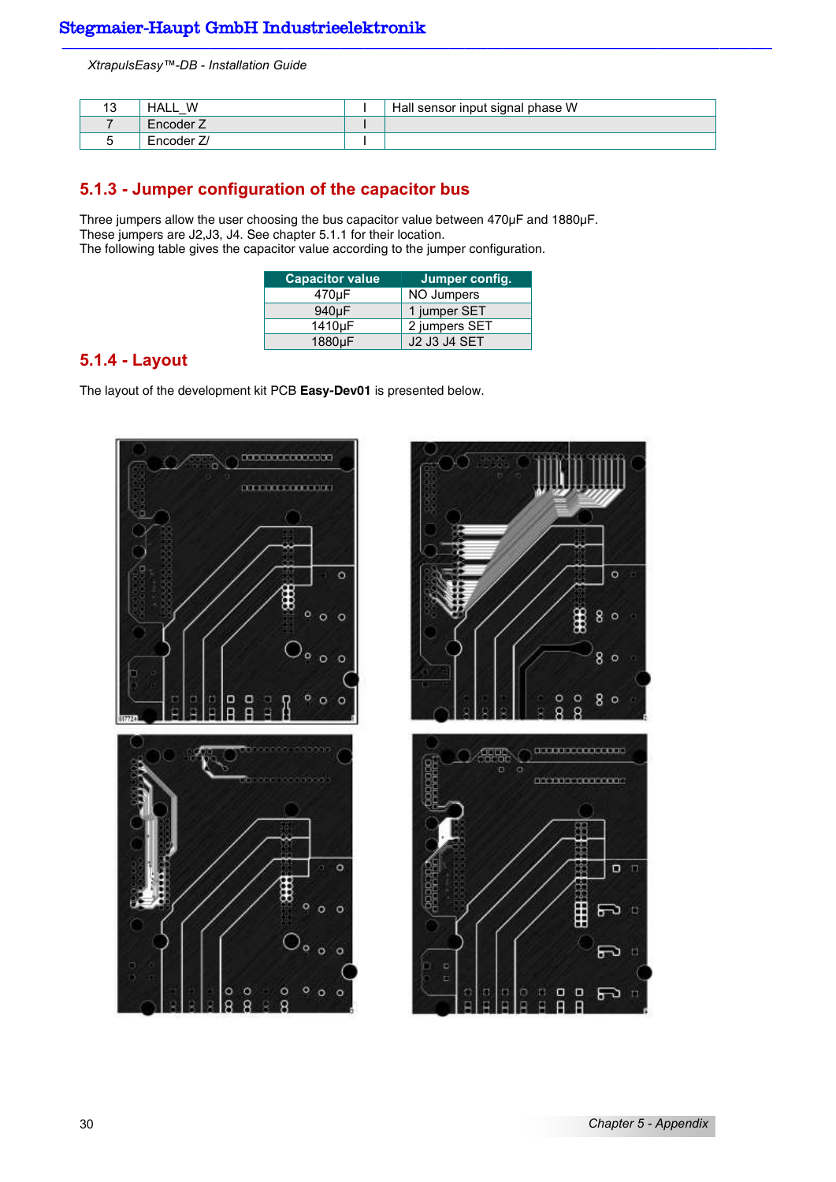| 13 | HALL_W | I | Hall sensor input signal phase W |
|---|---|---|---|
| 7 | Encoder Z | I | |
| 5 | Encoder Z/ | I | |

### 5.1.3 - Jumper configuration of the capacitor bus

Three jumpers allow the user choosing the bus capacitor value between 470µF and 1880µF.
These jumpers are J2,J3, J4. See chapter 5.1.1 for their location.
The following table gives the capacitor value according to the jumper configuration.

| Capacitor value | Jumper config. |
|---|---|
| 470µF | NO Jumpers |
| 940µF | 1 jumper SET |
| 1410µF | 2 jumpers SET |
| 1880µF | J2 J3 J4 SET |

### 5.1.4 - Layout

The layout of the development kit PCB **Easy-Dev01** is presented below.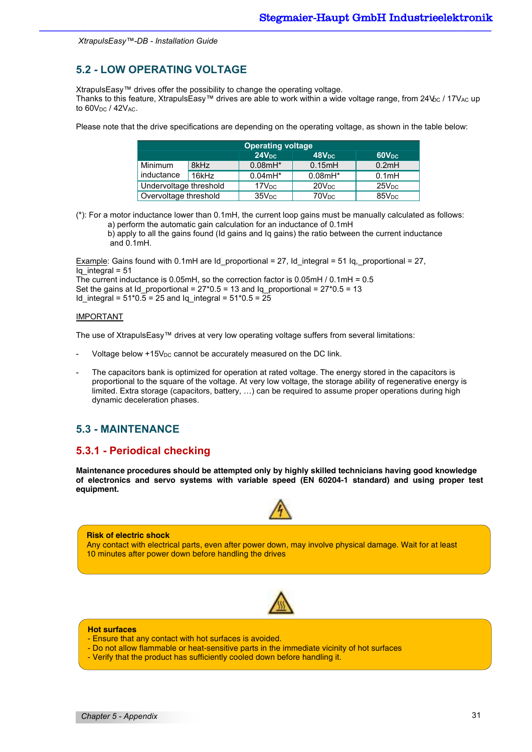## 5.2 - LOW OPERATING VOLTAGE

XtrapulsEasy™ drives offer the possibility to change the operating voltage.
Thanks to this feature, XtrapulsEasy™ drives are able to work within a wide voltage range, from $24V_{DC}$ / $17V_{AC}$ up to $60V_{DC}$ / $42V_{AC}$.

Please note that the drive specifications are depending on the operating voltage, as shown in the table below:

| | | Operating voltage | | |
|---|---|---|---|---|
| | | $24V_{DC}$ | $48V_{DC}$ | $60V_{DC}$ |
| Minimum inductance | 8kHz | 0.08mH* | 0.15mH | 0.2mH |
| | 16kHz | 0.04mH* | 0.08mH* | 0.1mH |
| Undervoltage threshold | | $17V_{DC}$ | $20V_{DC}$ | $25V_{DC}$ |
| Overvoltage threshold | | $35V_{DC}$ | $70V_{DC}$ | $85V_{DC}$ |

(*): For a motor inductance lower than 0.1mH, the current loop gains must be manually calculated as follows:
a) perform the automatic gain calculation for an inductance of 0.1mH
b) apply to all the gains found (Id gains and Iq gains) the ratio between the current inductance and 0.1mH.

Example: Gains found with 0.1mH are Id_proportional = 27, Id_integral = 51 Iq,_proportional = 27, Iq_integral = 51
The current inductance is 0.05mH, so the correction factor is 0.05mH / 0.1mH = 0.5
Set the gains at Id_proportional = 27*0.5 = 13 and Iq_proportional = 27*0.5 = 13
Id_integral = 51*0.5 = 25 and Iq_integral = 51*0.5 = 25

IMPORTANT

The use of XtrapulsEasy™ drives at very low operating voltage suffers from several limitations:

- Voltage below $+15V_{DC}$ cannot be accurately measured on the DC link.
- The capacitors bank is optimized for operation at rated voltage. The energy stored in the capacitors is proportional to the square of the voltage. At very low voltage, the storage ability of regenerative energy is limited. Extra storage (capacitors, battery, …) can be required to assume proper operations during high dynamic deceleration phases.

## 5.3 - MAINTENANCE

### 5.3.1 - Periodical checking

**Maintenance procedures should be attempted only by highly skilled technicians having good knowledge of electronics and servo systems with variable speed (EN 60204-1 standard) and using proper test equipment.**

**Risk of electric shock**
Any contact with electrical parts, even after power down, may involve physical damage. Wait for at least 10 minutes after power down before handling the drives

**Hot surfaces**
- Ensure that any contact with hot surfaces is avoided.
- Do not allow flammable or heat-sensitive parts in the immediate vicinity of hot surfaces
- Verify that the product has sufficiently cooled down before handling it.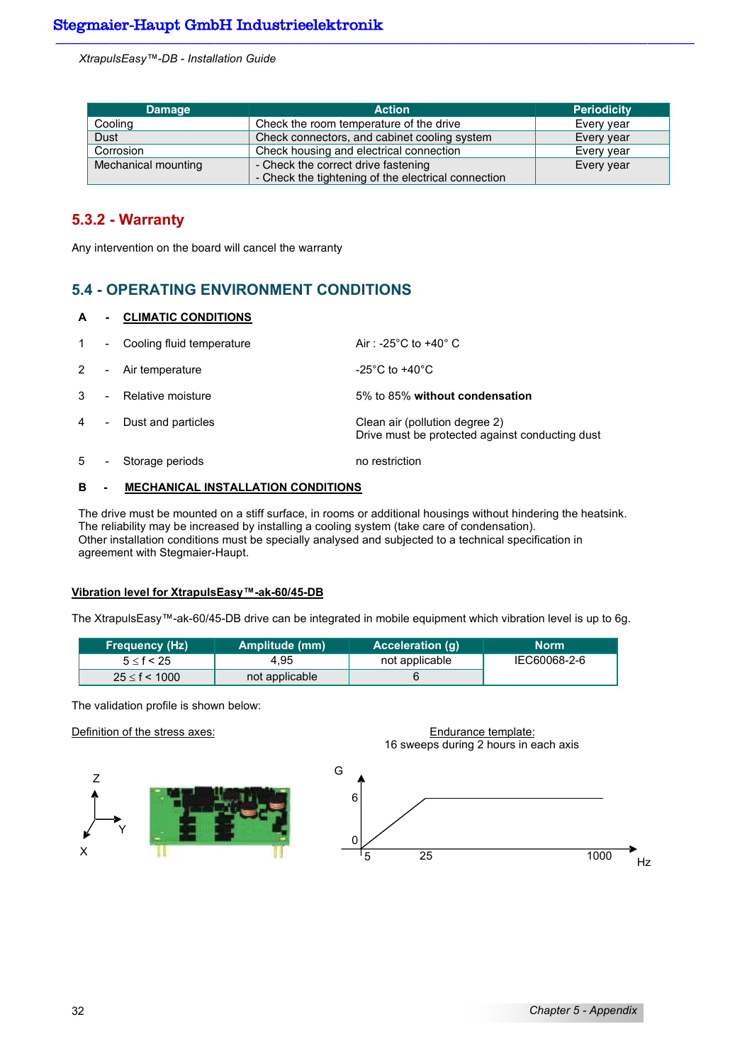| Damage | Action | Periodicity |
|---|---|---|
| Cooling | Check the room temperature of the drive | Every year |
| Dust | Check connectors, and cabinet cooling system | Every year |
| Corrosion | Check housing and electrical connection | Every year |
| Mechanical mounting | - Check the correct drive fastening<br>- Check the tightening of the electrical connection | Every year |

### 5.3.2 - Warranty

Any intervention on the board will cancel the warranty

## 5.4 - OPERATING ENVIRONMENT CONDITIONS

**A - CLIMATIC CONDITIONS**

1 - Cooling fluid temperature: Air : -25°C to +40° C

2 - Air temperature: -25°C to +40°C

3 - Relative moisture: 5% to 85% **without condensation**

4 - Dust and particles: Clean air (pollution degree 2)
Drive must be protected against conducting dust

5 - Storage periods: no restriction

**B - MECHANICAL INSTALLATION CONDITIONS**

The drive must be mounted on a stiff surface, in rooms or additional housings without hindering the heatsink.
The reliability may be increased by installing a cooling system (take care of condensation).
Other installation conditions must be specially analysed and subjected to a technical specification in agreement with Stegmaier-Haupt.

**Vibration level for XtrapulsEasy™-ak-60/45-DB**

The XtrapulsEasy™-ak-60/45-DB drive can be integrated in mobile equipment which vibration level is up to 6g.

| Frequency (Hz) | Amplitude (mm) | Acceleration (g) | Norm |
|---|---|---|---|
| 5 ≤ f < 25 | 4,95 | not applicable | IEC60068-2-6 |
| 25 ≤ f < 1000 | not applicable | 6 | |

The validation profile is shown below:

Definition of the stress axes:

Z, Y, X

Endurance template:
16 sweeps during 2 hours in each axis

G: 6, 0 — Hz: 5, 25, 1000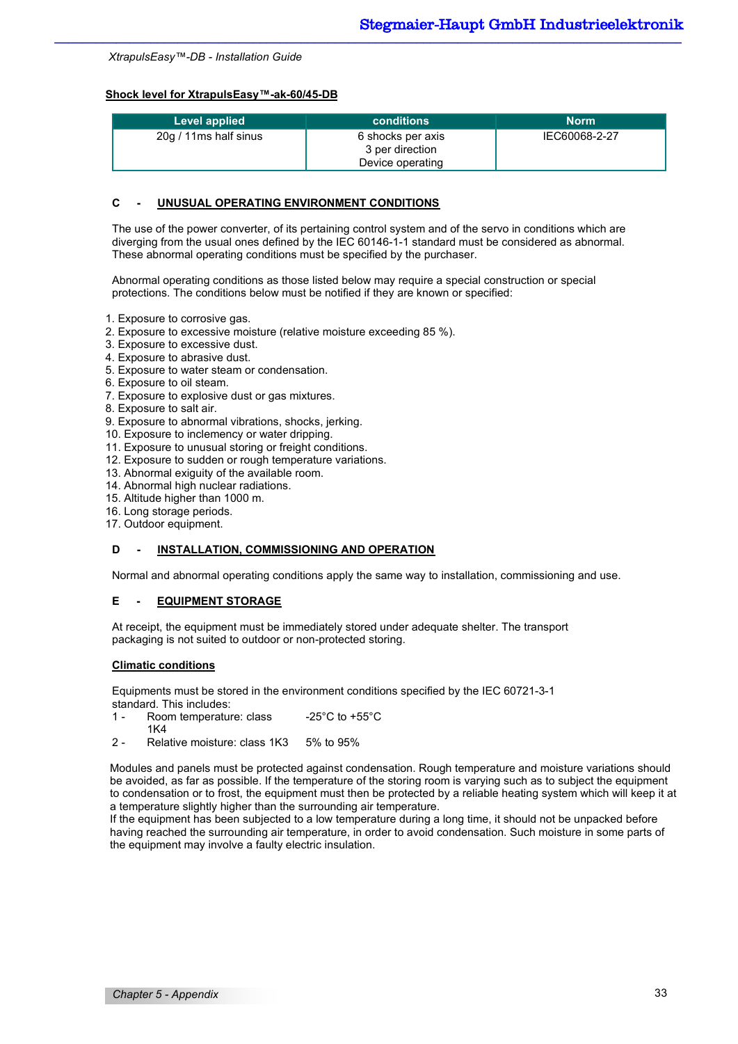**Shock level for XtrapulsEasy™-ak-60/45-DB**

| Level applied | conditions | Norm |
|---|---|---|
| 20g / 11ms half sinus | 6 shocks per axis<br>3 per direction<br>Device operating | IEC60068-2-27 |

## C - UNUSUAL OPERATING ENVIRONMENT CONDITIONS

The use of the power converter, of its pertaining control system and of the servo in conditions which are diverging from the usual ones defined by the IEC 60146-1-1 standard must be considered as abnormal. These abnormal operating conditions must be specified by the purchaser.

Abnormal operating conditions as those listed below may require a special construction or special protections. The conditions below must be notified if they are known or specified:

1. Exposure to corrosive gas.
2. Exposure to excessive moisture (relative moisture exceeding 85 %).
3. Exposure to excessive dust.
4. Exposure to abrasive dust.
5. Exposure to water steam or condensation.
6. Exposure to oil steam.
7. Exposure to explosive dust or gas mixtures.
8. Exposure to salt air.
9. Exposure to abnormal vibrations, shocks, jerking.
10. Exposure to inclemency or water dripping.
11. Exposure to unusual storing or freight conditions.
12. Exposure to sudden or rough temperature variations.
13. Abnormal exiguity of the available room.
14. Abnormal high nuclear radiations.
15. Altitude higher than 1000 m.
16. Long storage periods.
17. Outdoor equipment.

## D - INSTALLATION, COMMISSIONING AND OPERATION

Normal and abnormal operating conditions apply the same way to installation, commissioning and use.

## E - EQUIPMENT STORAGE

At receipt, the equipment must be immediately stored under adequate shelter. The transport packaging is not suited to outdoor or non-protected storing.

### Climatic conditions

Equipments must be stored in the environment conditions specified by the IEC 60721-3-1 standard. This includes:

1 - Room temperature: class 1K4 -25°C to +55°C

2 - Relative moisture: class 1K3 5% to 95%

Modules and panels must be protected against condensation. Rough temperature and moisture variations should be avoided, as far as possible. If the temperature of the storing room is varying such as to subject the equipment to condensation or to frost, the equipment must then be protected by a reliable heating system which will keep it at a temperature slightly higher than the surrounding air temperature.
If the equipment has been subjected to a low temperature during a long time, it should not be unpacked before having reached the surrounding air temperature, in order to avoid condensation. Such moisture in some parts of the equipment may involve a faulty electric insulation.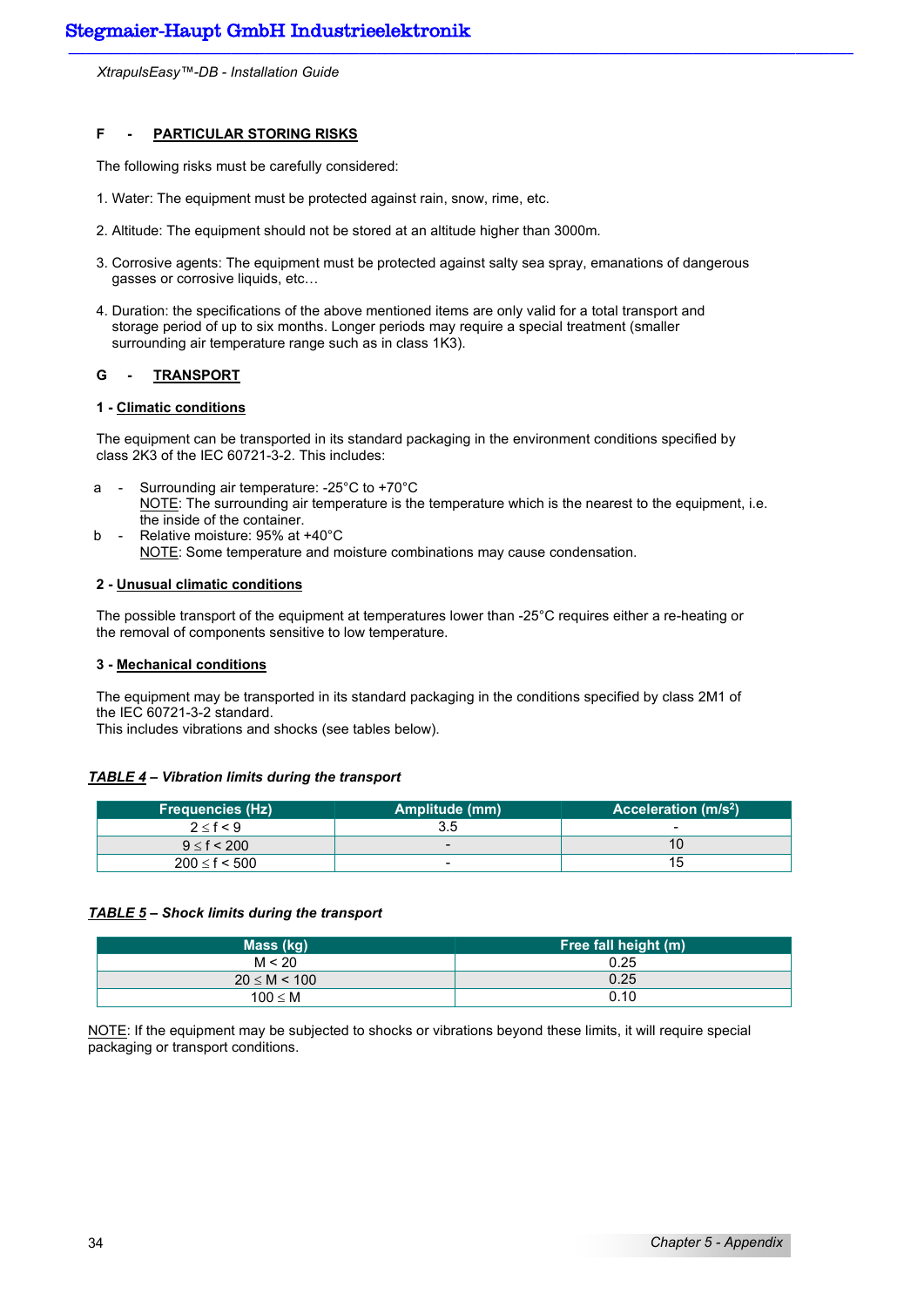### F - PARTICULAR STORING RISKS

The following risks must be carefully considered:

1. Water: The equipment must be protected against rain, snow, rime, etc.

2. Altitude: The equipment should not be stored at an altitude higher than 3000m.

3. Corrosive agents: The equipment must be protected against salty sea spray, emanations of dangerous gasses or corrosive liquids, etc…

4. Duration: the specifications of the above mentioned items are only valid for a total transport and storage period of up to six months. Longer periods may require a special treatment (smaller surrounding air temperature range such as in class 1K3).

### G - TRANSPORT

#### 1 - Climatic conditions

The equipment can be transported in its standard packaging in the environment conditions specified by class 2K3 of the IEC 60721-3-2. This includes:

a - Surrounding air temperature: -25°C to +70°C
NOTE: The surrounding air temperature is the temperature which is the nearest to the equipment, i.e. the inside of the container.

b - Relative moisture: 95% at +40°C
NOTE: Some temperature and moisture combinations may cause condensation.

#### 2 - Unusual climatic conditions

The possible transport of the equipment at temperatures lower than -25°C requires either a re-heating or the removal of components sensitive to low temperature.

#### 3 - Mechanical conditions

The equipment may be transported in its standard packaging in the conditions specified by class 2M1 of the IEC 60721-3-2 standard.
This includes vibrations and shocks (see tables below).

***TABLE 4* – Vibration limits during the transport**

| Frequencies (Hz) | Amplitude (mm) | Acceleration (m/s²) |
|---|---|---|
| 2 ≤ f < 9 | 3.5 | - |
| 9 ≤ f < 200 | - | 10 |
| 200 ≤ f < 500 | - | 15 |

***TABLE 5* – Shock limits during the transport**

| Mass (kg) | Free fall height (m) |
|---|---|
| M < 20 | 0.25 |
| 20 ≤ M < 100 | 0.25 |
| 100 ≤ M | 0.10 |

NOTE: If the equipment may be subjected to shocks or vibrations beyond these limits, it will require special packaging or transport conditions.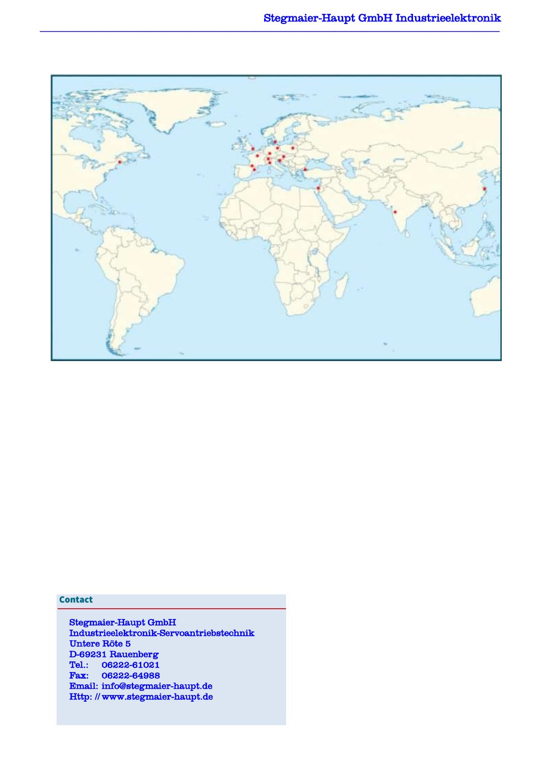## Contact

**Stegmaier-Haupt GmbH**
**Industrieelektronik-Servoantriebstechnik**
**Untere Röte 5**
**D-69231 Rauenberg**
**Tel.: 06222-61021**
**Fax: 06222-64988**
**Email: info@stegmaier-haupt.de**
**Http: // www.stegmaier-haupt.de**